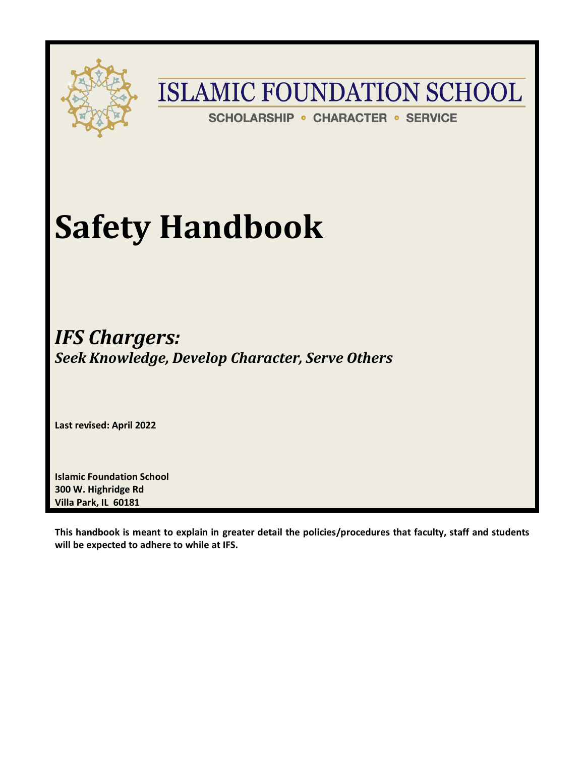# ISLAMIC FOUNDATION SCHOOL

SCHOLARSHIP • CHARACTER • SERVICE

# Safety Handbook

## *IFS Chargers:*

***Seek Knowledge, Develop Character, Serve Others***

**Last revised: April 2022**

**Islamic Foundation School**
**300 W. Highridge Rd**
**Villa Park, IL 60181**

**This handbook is meant to explain in greater detail the policies/procedures that faculty, staff and students will be expected to adhere to while at IFS.**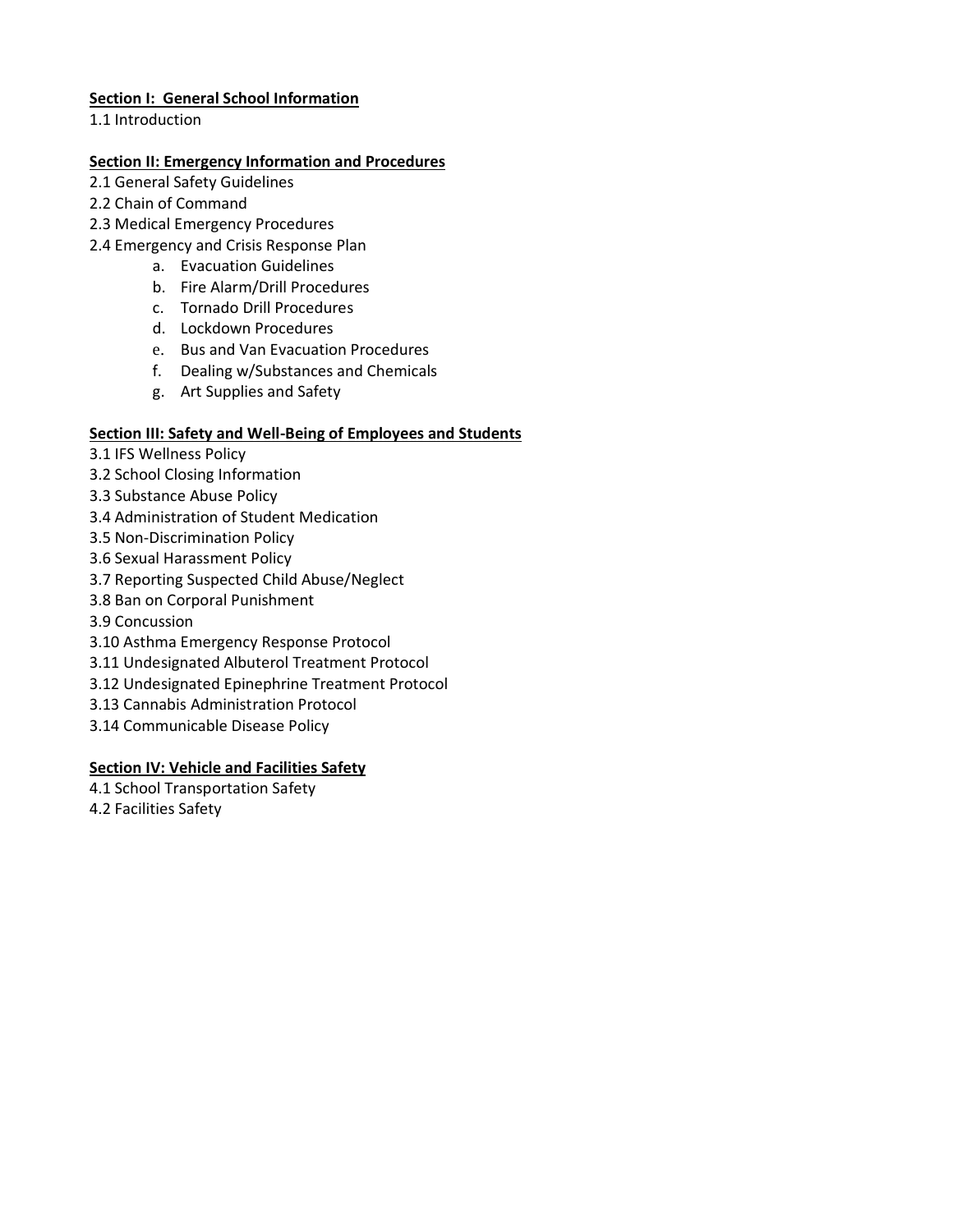**Section I: General School Information**

1.1 Introduction

**Section II: Emergency Information and Procedures**

2.1 General Safety Guidelines
2.2 Chain of Command
2.3 Medical Emergency Procedures
2.4 Emergency and Crisis Response Plan

a. Evacuation Guidelines
b. Fire Alarm/Drill Procedures
c. Tornado Drill Procedures
d. Lockdown Procedures
e. Bus and Van Evacuation Procedures
f. Dealing w/Substances and Chemicals
g. Art Supplies and Safety

**Section III: Safety and Well-Being of Employees and Students**

3.1 IFS Wellness Policy
3.2 School Closing Information
3.3 Substance Abuse Policy
3.4 Administration of Student Medication
3.5 Non-Discrimination Policy
3.6 Sexual Harassment Policy
3.7 Reporting Suspected Child Abuse/Neglect
3.8 Ban on Corporal Punishment
3.9 Concussion
3.10 Asthma Emergency Response Protocol
3.11 Undesignated Albuterol Treatment Protocol
3.12 Undesignated Epinephrine Treatment Protocol
3.13 Cannabis Administration Protocol
3.14 Communicable Disease Policy

**Section IV: Vehicle and Facilities Safety**

4.1 School Transportation Safety
4.2 Facilities Safety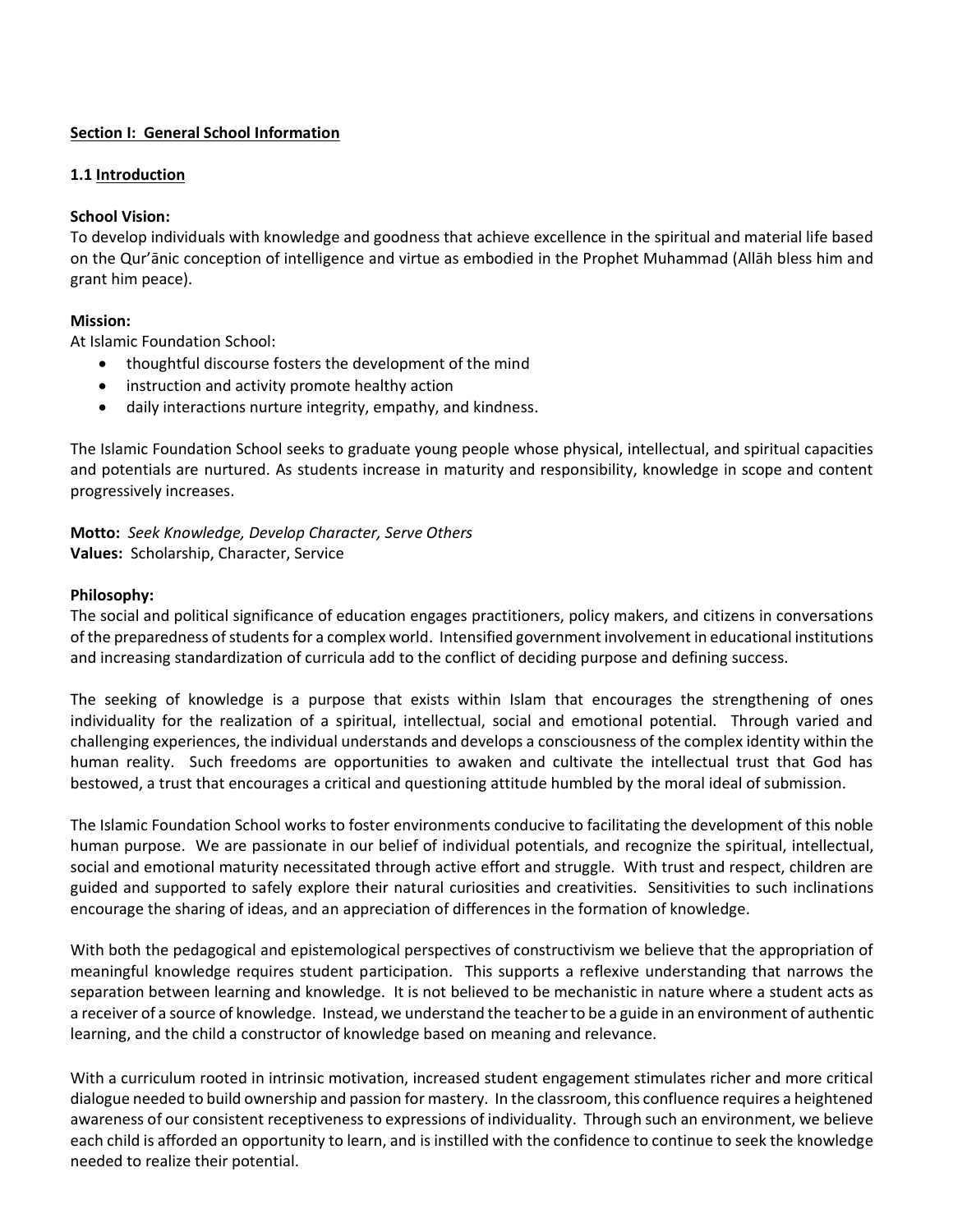## Section I: General School Information

### 1.1 Introduction

**School Vision:**
To develop individuals with knowledge and goodness that achieve excellence in the spiritual and material life based on the Qur'ānic conception of intelligence and virtue as embodied in the Prophet Muhammad (Allāh bless him and grant him peace).

**Mission:**
At Islamic Foundation School:

- thoughtful discourse fosters the development of the mind
- instruction and activity promote healthy action
- daily interactions nurture integrity, empathy, and kindness.

The Islamic Foundation School seeks to graduate young people whose physical, intellectual, and spiritual capacities and potentials are nurtured. As students increase in maturity and responsibility, knowledge in scope and content progressively increases.

**Motto:** *Seek Knowledge, Develop Character, Serve Others*
**Values:** Scholarship, Character, Service

**Philosophy:**
The social and political significance of education engages practitioners, policy makers, and citizens in conversations of the preparedness of students for a complex world. Intensified government involvement in educational institutions and increasing standardization of curricula add to the conflict of deciding purpose and defining success.

The seeking of knowledge is a purpose that exists within Islam that encourages the strengthening of ones individuality for the realization of a spiritual, intellectual, social and emotional potential. Through varied and challenging experiences, the individual understands and develops a consciousness of the complex identity within the human reality. Such freedoms are opportunities to awaken and cultivate the intellectual trust that God has bestowed, a trust that encourages a critical and questioning attitude humbled by the moral ideal of submission.

The Islamic Foundation School works to foster environments conducive to facilitating the development of this noble human purpose. We are passionate in our belief of individual potentials, and recognize the spiritual, intellectual, social and emotional maturity necessitated through active effort and struggle. With trust and respect, children are guided and supported to safely explore their natural curiosities and creativities. Sensitivities to such inclinations encourage the sharing of ideas, and an appreciation of differences in the formation of knowledge.

With both the pedagogical and epistemological perspectives of constructivism we believe that the appropriation of meaningful knowledge requires student participation. This supports a reflexive understanding that narrows the separation between learning and knowledge. It is not believed to be mechanistic in nature where a student acts as a receiver of a source of knowledge. Instead, we understand the teacher to be a guide in an environment of authentic learning, and the child a constructor of knowledge based on meaning and relevance.

With a curriculum rooted in intrinsic motivation, increased student engagement stimulates richer and more critical dialogue needed to build ownership and passion for mastery. In the classroom, this confluence requires a heightened awareness of our consistent receptiveness to expressions of individuality. Through such an environment, we believe each child is afforded an opportunity to learn, and is instilled with the confidence to continue to seek the knowledge needed to realize their potential.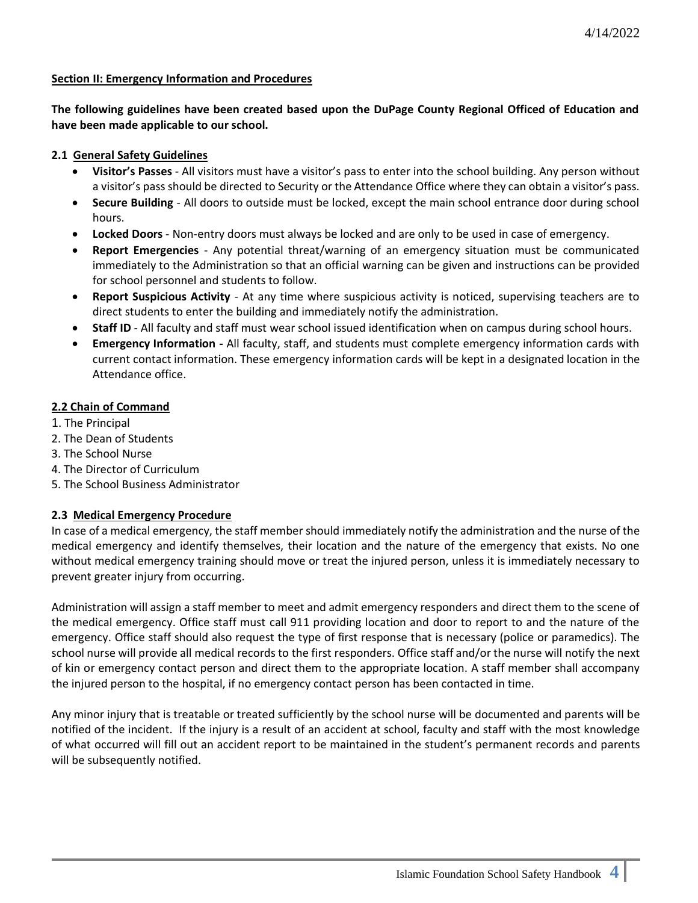## Section II: Emergency Information and Procedures

**The following guidelines have been created based upon the DuPage County Regional Officed of Education and have been made applicable to our school.**

### 2.1 General Safety Guidelines

- **Visitor's Passes** - All visitors must have a visitor's pass to enter into the school building. Any person without a visitor's pass should be directed to Security or the Attendance Office where they can obtain a visitor's pass.
- **Secure Building** - All doors to outside must be locked, except the main school entrance door during school hours.
- **Locked Doors** - Non-entry doors must always be locked and are only to be used in case of emergency.
- **Report Emergencies** - Any potential threat/warning of an emergency situation must be communicated immediately to the Administration so that an official warning can be given and instructions can be provided for school personnel and students to follow.
- **Report Suspicious Activity** - At any time where suspicious activity is noticed, supervising teachers are to direct students to enter the building and immediately notify the administration.
- **Staff ID** - All faculty and staff must wear school issued identification when on campus during school hours.
- **Emergency Information -** All faculty, staff, and students must complete emergency information cards with current contact information. These emergency information cards will be kept in a designated location in the Attendance office.

### 2.2 Chain of Command

1. The Principal
2. The Dean of Students
3. The School Nurse
4. The Director of Curriculum
5. The School Business Administrator

### 2.3 Medical Emergency Procedure

In case of a medical emergency, the staff member should immediately notify the administration and the nurse of the medical emergency and identify themselves, their location and the nature of the emergency that exists. No one without medical emergency training should move or treat the injured person, unless it is immediately necessary to prevent greater injury from occurring.

Administration will assign a staff member to meet and admit emergency responders and direct them to the scene of the medical emergency. Office staff must call 911 providing location and door to report to and the nature of the emergency. Office staff should also request the type of first response that is necessary (police or paramedics). The school nurse will provide all medical records to the first responders. Office staff and/or the nurse will notify the next of kin or emergency contact person and direct them to the appropriate location. A staff member shall accompany the injured person to the hospital, if no emergency contact person has been contacted in time.

Any minor injury that is treatable or treated sufficiently by the school nurse will be documented and parents will be notified of the incident. If the injury is a result of an accident at school, faculty and staff with the most knowledge of what occurred will fill out an accident report to be maintained in the student's permanent records and parents will be subsequently notified.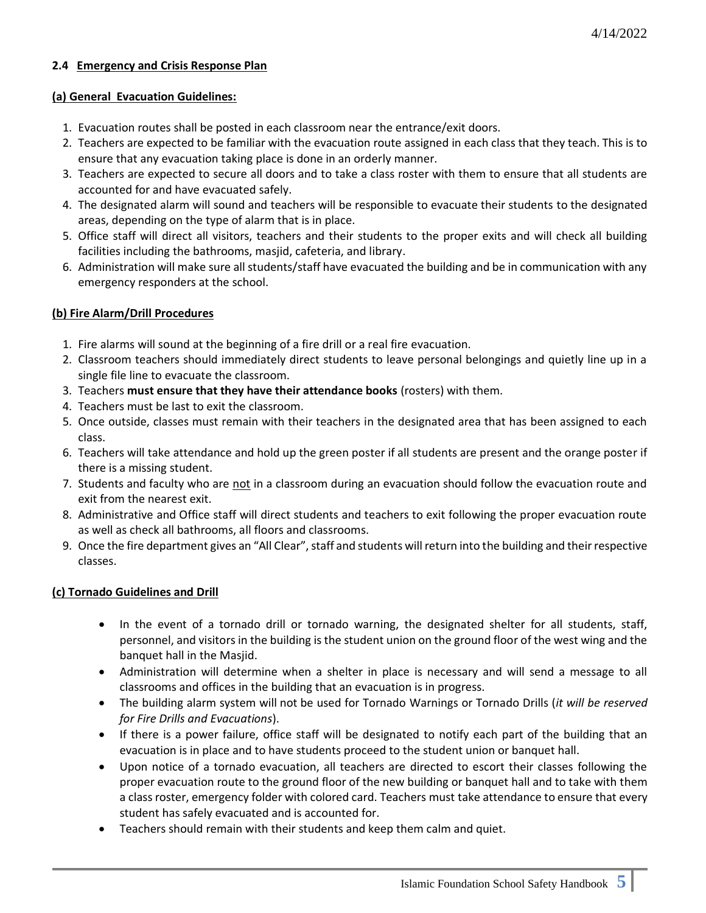### 2.4 Emergency and Crisis Response Plan

#### (a) General Evacuation Guidelines:

1. Evacuation routes shall be posted in each classroom near the entrance/exit doors.
2. Teachers are expected to be familiar with the evacuation route assigned in each class that they teach. This is to ensure that any evacuation taking place is done in an orderly manner.
3. Teachers are expected to secure all doors and to take a class roster with them to ensure that all students are accounted for and have evacuated safely.
4. The designated alarm will sound and teachers will be responsible to evacuate their students to the designated areas, depending on the type of alarm that is in place.
5. Office staff will direct all visitors, teachers and their students to the proper exits and will check all building facilities including the bathrooms, masjid, cafeteria, and library.
6. Administration will make sure all students/staff have evacuated the building and be in communication with any emergency responders at the school.

#### (b) Fire Alarm/Drill Procedures

1. Fire alarms will sound at the beginning of a fire drill or a real fire evacuation.
2. Classroom teachers should immediately direct students to leave personal belongings and quietly line up in a single file line to evacuate the classroom.
3. Teachers **must ensure that they have their attendance books** (rosters) with them.
4. Teachers must be last to exit the classroom.
5. Once outside, classes must remain with their teachers in the designated area that has been assigned to each class.
6. Teachers will take attendance and hold up the green poster if all students are present and the orange poster if there is a missing student.
7. Students and faculty who are not in a classroom during an evacuation should follow the evacuation route and exit from the nearest exit.
8. Administrative and Office staff will direct students and teachers to exit following the proper evacuation route as well as check all bathrooms, all floors and classrooms.
9. Once the fire department gives an "All Clear", staff and students will return into the building and their respective classes.

#### (c) Tornado Guidelines and Drill

- In the event of a tornado drill or tornado warning, the designated shelter for all students, staff, personnel, and visitors in the building is the student union on the ground floor of the west wing and the banquet hall in the Masjid.
- Administration will determine when a shelter in place is necessary and will send a message to all classrooms and offices in the building that an evacuation is in progress.
- The building alarm system will not be used for Tornado Warnings or Tornado Drills (*it will be reserved for Fire Drills and Evacuations*).
- If there is a power failure, office staff will be designated to notify each part of the building that an evacuation is in place and to have students proceed to the student union or banquet hall.
- Upon notice of a tornado evacuation, all teachers are directed to escort their classes following the proper evacuation route to the ground floor of the new building or banquet hall and to take with them a class roster, emergency folder with colored card. Teachers must take attendance to ensure that every student has safely evacuated and is accounted for.
- Teachers should remain with their students and keep them calm and quiet.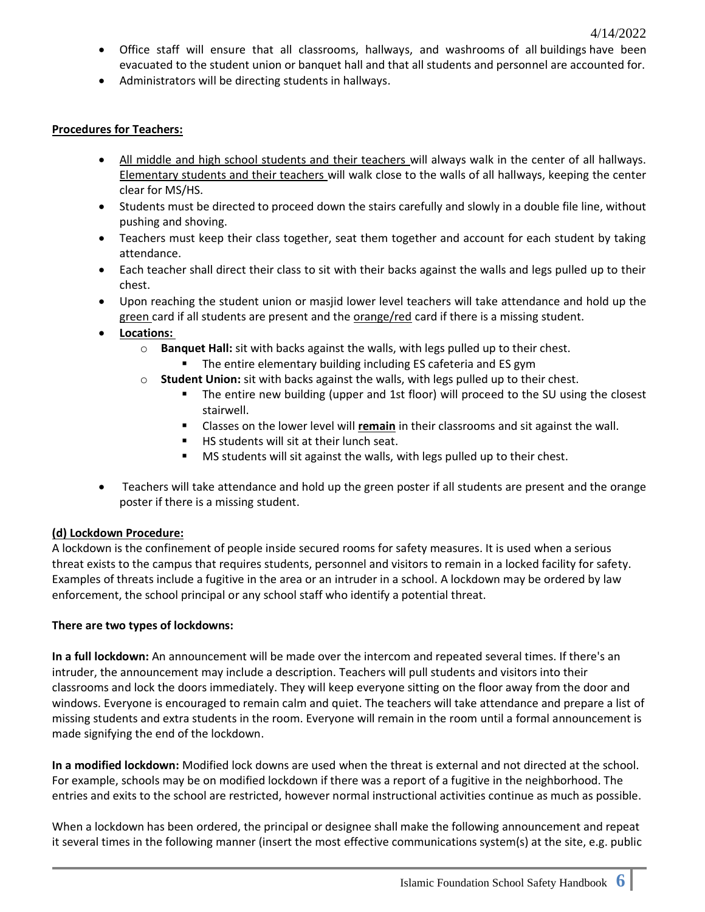- Office staff will ensure that all classrooms, hallways, and washrooms of all buildings have been evacuated to the student union or banquet hall and that all students and personnel are accounted for.
- Administrators will be directing students in hallways.

**Procedures for Teachers:**

- All middle and high school students and their teachers will always walk in the center of all hallways. Elementary students and their teachers will walk close to the walls of all hallways, keeping the center clear for MS/HS.
- Students must be directed to proceed down the stairs carefully and slowly in a double file line, without pushing and shoving.
- Teachers must keep their class together, seat them together and account for each student by taking attendance.
- Each teacher shall direct their class to sit with their backs against the walls and legs pulled up to their chest.
- Upon reaching the student union or masjid lower level teachers will take attendance and hold up the green card if all students are present and the orange/red card if there is a missing student.
- **Locations:**
  - **Banquet Hall:** sit with backs against the walls, with legs pulled up to their chest.
    - The entire elementary building including ES cafeteria and ES gym
  - **Student Union:** sit with backs against the walls, with legs pulled up to their chest.
    - The entire new building (upper and 1st floor) will proceed to the SU using the closest stairwell.
    - Classes on the lower level will **remain** in their classrooms and sit against the wall.
    - HS students will sit at their lunch seat.
    - MS students will sit against the walls, with legs pulled up to their chest.
- Teachers will take attendance and hold up the green poster if all students are present and the orange poster if there is a missing student.

**(d) Lockdown Procedure:**

A lockdown is the confinement of people inside secured rooms for safety measures. It is used when a serious threat exists to the campus that requires students, personnel and visitors to remain in a locked facility for safety. Examples of threats include a fugitive in the area or an intruder in a school. A lockdown may be ordered by law enforcement, the school principal or any school staff who identify a potential threat.

**There are two types of lockdowns:**

**In a full lockdown:** An announcement will be made over the intercom and repeated several times. If there's an intruder, the announcement may include a description. Teachers will pull students and visitors into their classrooms and lock the doors immediately. They will keep everyone sitting on the floor away from the door and windows. Everyone is encouraged to remain calm and quiet. The teachers will take attendance and prepare a list of missing students and extra students in the room. Everyone will remain in the room until a formal announcement is made signifying the end of the lockdown.

**In a modified lockdown:** Modified lock downs are used when the threat is external and not directed at the school. For example, schools may be on modified lockdown if there was a report of a fugitive in the neighborhood. The entries and exits to the school are restricted, however normal instructional activities continue as much as possible.

When a lockdown has been ordered, the principal or designee shall make the following announcement and repeat it several times in the following manner (insert the most effective communications system(s) at the site, e.g. public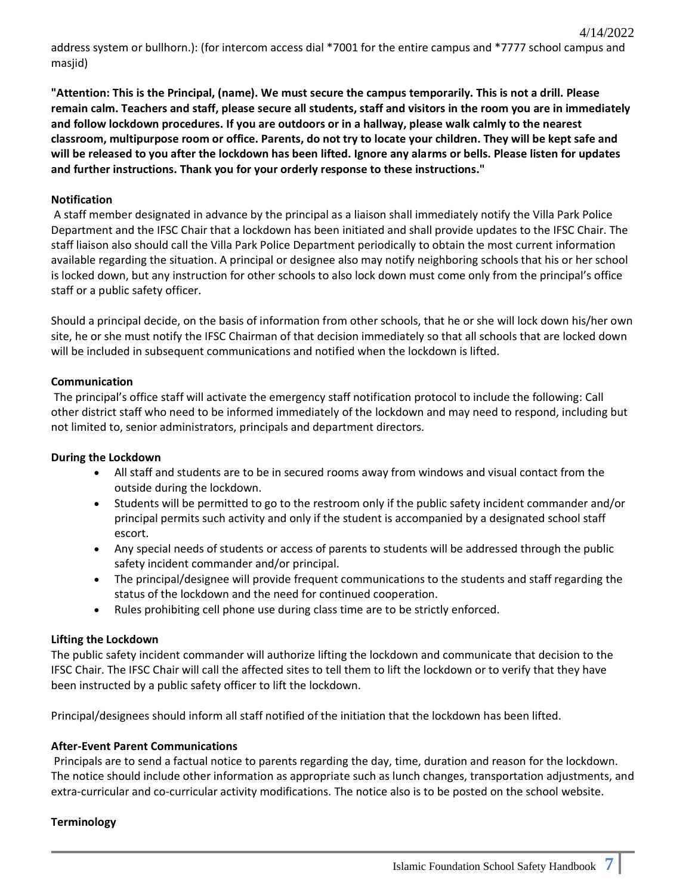address system or bullhorn.): (for intercom access dial *7001 for the entire campus and *7777 school campus and masjid)

**"Attention: This is the Principal, (name). We must secure the campus temporarily. This is not a drill. Please remain calm. Teachers and staff, please secure all students, staff and visitors in the room you are in immediately and follow lockdown procedures. If you are outdoors or in a hallway, please walk calmly to the nearest classroom, multipurpose room or office. Parents, do not try to locate your children. They will be kept safe and will be released to you after the lockdown has been lifted. Ignore any alarms or bells. Please listen for updates and further instructions. Thank you for your orderly response to these instructions."**

**Notification**

A staff member designated in advance by the principal as a liaison shall immediately notify the Villa Park Police Department and the IFSC Chair that a lockdown has been initiated and shall provide updates to the IFSC Chair. The staff liaison also should call the Villa Park Police Department periodically to obtain the most current information available regarding the situation. A principal or designee also may notify neighboring schools that his or her school is locked down, but any instruction for other schools to also lock down must come only from the principal's office staff or a public safety officer.

Should a principal decide, on the basis of information from other schools, that he or she will lock down his/her own site, he or she must notify the IFSC Chairman of that decision immediately so that all schools that are locked down will be included in subsequent communications and notified when the lockdown is lifted.

**Communication**

The principal's office staff will activate the emergency staff notification protocol to include the following: Call other district staff who need to be informed immediately of the lockdown and may need to respond, including but not limited to, senior administrators, principals and department directors.

**During the Lockdown**

- All staff and students are to be in secured rooms away from windows and visual contact from the outside during the lockdown.
- Students will be permitted to go to the restroom only if the public safety incident commander and/or principal permits such activity and only if the student is accompanied by a designated school staff escort.
- Any special needs of students or access of parents to students will be addressed through the public safety incident commander and/or principal.
- The principal/designee will provide frequent communications to the students and staff regarding the status of the lockdown and the need for continued cooperation.
- Rules prohibiting cell phone use during class time are to be strictly enforced.

**Lifting the Lockdown**

The public safety incident commander will authorize lifting the lockdown and communicate that decision to the IFSC Chair. The IFSC Chair will call the affected sites to tell them to lift the lockdown or to verify that they have been instructed by a public safety officer to lift the lockdown.

Principal/designees should inform all staff notified of the initiation that the lockdown has been lifted.

**After-Event Parent Communications**

Principals are to send a factual notice to parents regarding the day, time, duration and reason for the lockdown. The notice should include other information as appropriate such as lunch changes, transportation adjustments, and extra-curricular and co-curricular activity modifications. The notice also is to be posted on the school website.

**Terminology**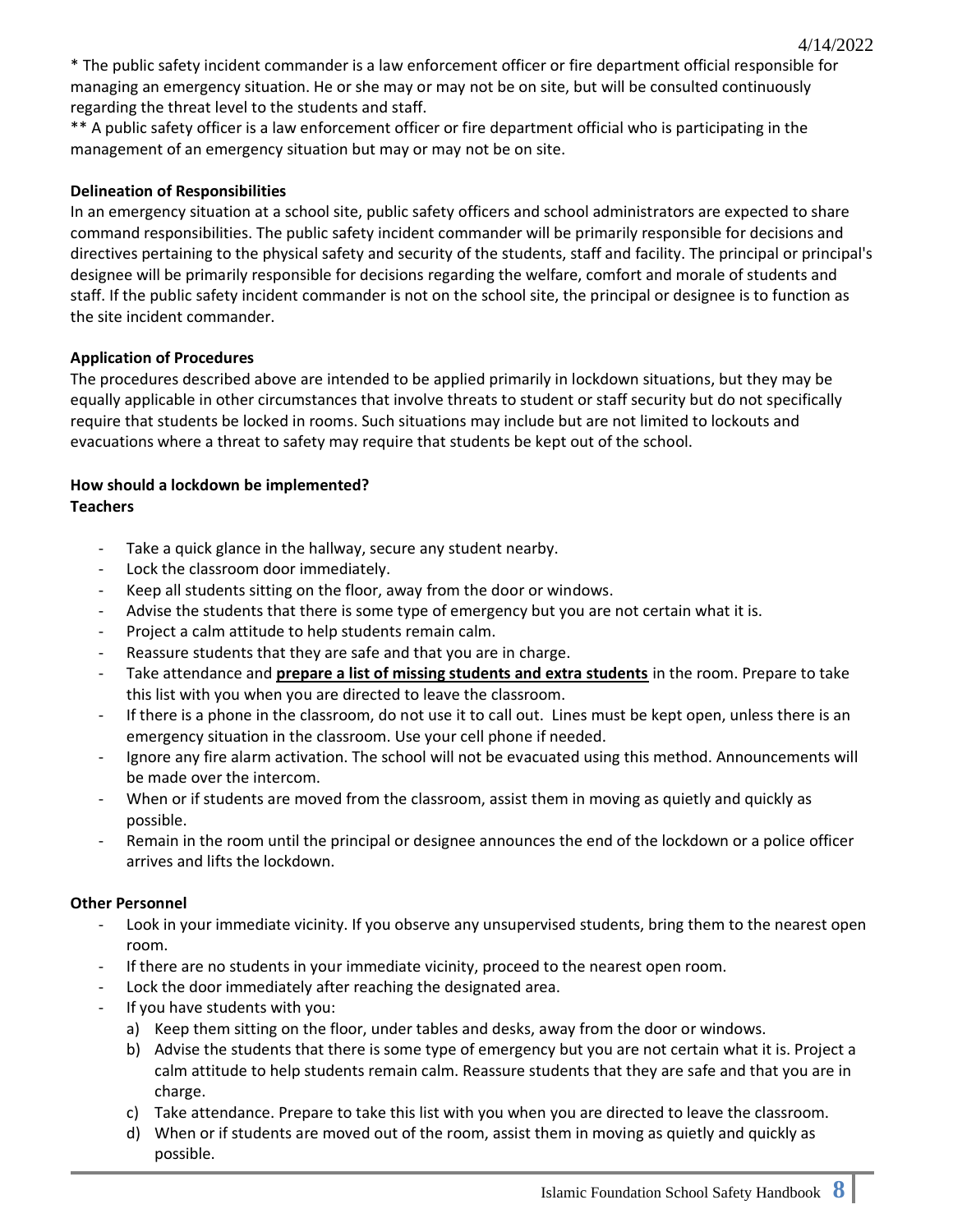\* The public safety incident commander is a law enforcement officer or fire department official responsible for managing an emergency situation. He or she may or may not be on site, but will be consulted continuously regarding the threat level to the students and staff.

\*\* A public safety officer is a law enforcement officer or fire department official who is participating in the management of an emergency situation but may or may not be on site.

**Delineation of Responsibilities**

In an emergency situation at a school site, public safety officers and school administrators are expected to share command responsibilities. The public safety incident commander will be primarily responsible for decisions and directives pertaining to the physical safety and security of the students, staff and facility. The principal or principal's designee will be primarily responsible for decisions regarding the welfare, comfort and morale of students and staff. If the public safety incident commander is not on the school site, the principal or designee is to function as the site incident commander.

**Application of Procedures**

The procedures described above are intended to be applied primarily in lockdown situations, but they may be equally applicable in other circumstances that involve threats to student or staff security but do not specifically require that students be locked in rooms. Such situations may include but are not limited to lockouts and evacuations where a threat to safety may require that students be kept out of the school.

**How should a lockdown be implemented?**

**Teachers**

- Take a quick glance in the hallway, secure any student nearby.
- Lock the classroom door immediately.
- Keep all students sitting on the floor, away from the door or windows.
- Advise the students that there is some type of emergency but you are not certain what it is.
- Project a calm attitude to help students remain calm.
- Reassure students that they are safe and that you are in charge.
- Take attendance and <u>**prepare a list of missing students and extra students**</u> in the room. Prepare to take this list with you when you are directed to leave the classroom.
- If there is a phone in the classroom, do not use it to call out. Lines must be kept open, unless there is an emergency situation in the classroom. Use your cell phone if needed.
- Ignore any fire alarm activation. The school will not be evacuated using this method. Announcements will be made over the intercom.
- When or if students are moved from the classroom, assist them in moving as quietly and quickly as possible.
- Remain in the room until the principal or designee announces the end of the lockdown or a police officer arrives and lifts the lockdown.

**Other Personnel**

- Look in your immediate vicinity. If you observe any unsupervised students, bring them to the nearest open room.
- If there are no students in your immediate vicinity, proceed to the nearest open room.
- Lock the door immediately after reaching the designated area.
- If you have students with you:
  a) Keep them sitting on the floor, under tables and desks, away from the door or windows.
  b) Advise the students that there is some type of emergency but you are not certain what it is. Project a calm attitude to help students remain calm. Reassure students that they are safe and that you are in charge.
  c) Take attendance. Prepare to take this list with you when you are directed to leave the classroom.
  d) When or if students are moved out of the room, assist them in moving as quietly and quickly as possible.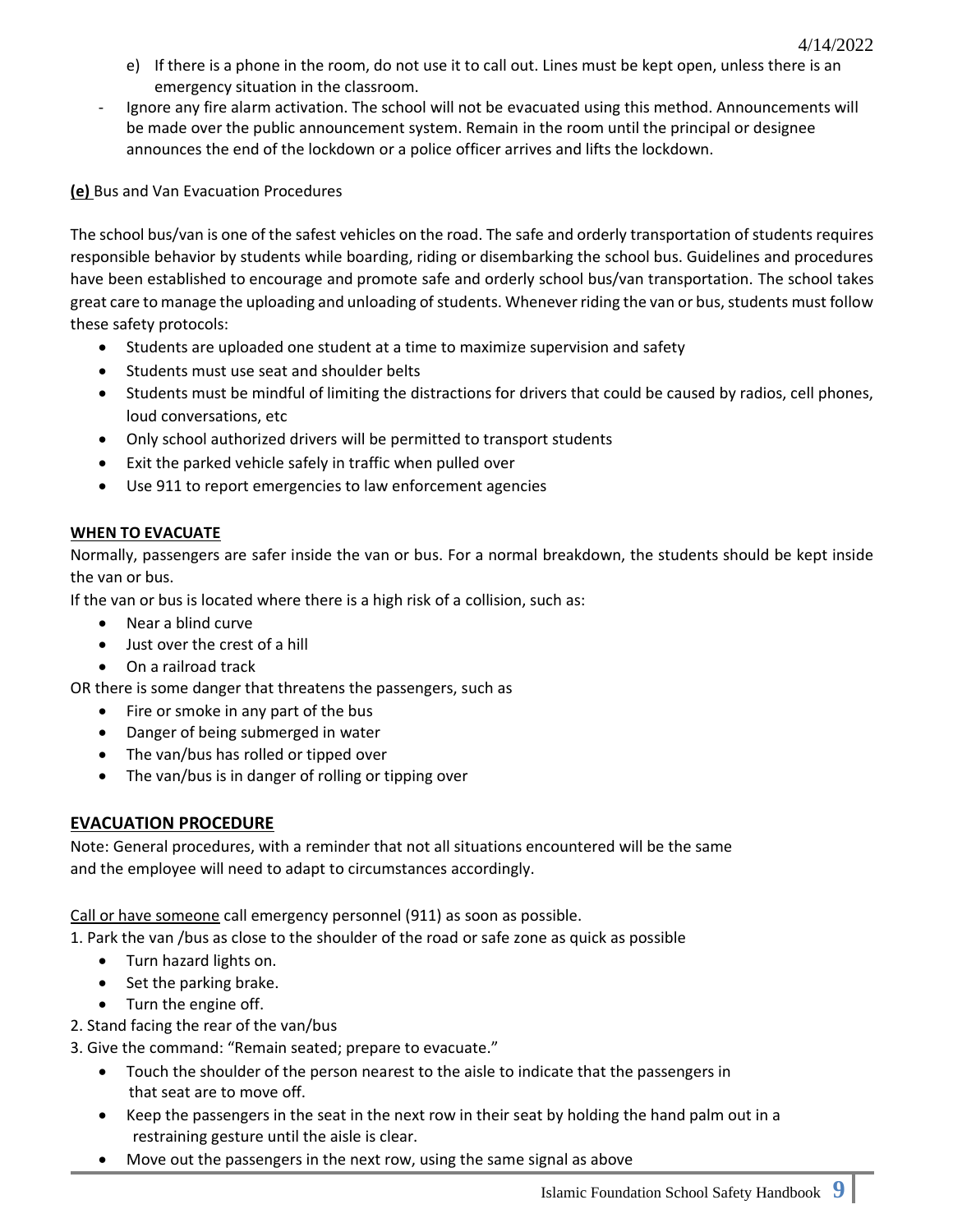e) If there is a phone in the room, do not use it to call out. Lines must be kept open, unless there is an emergency situation in the classroom.

- Ignore any fire alarm activation. The school will not be evacuated using this method. Announcements will be made over the public announcement system. Remain in the room until the principal or designee announces the end of the lockdown or a police officer arrives and lifts the lockdown.

**(e)** Bus and Van Evacuation Procedures

The school bus/van is one of the safest vehicles on the road. The safe and orderly transportation of students requires responsible behavior by students while boarding, riding or disembarking the school bus. Guidelines and procedures have been established to encourage and promote safe and orderly school bus/van transportation. The school takes great care to manage the uploading and unloading of students. Whenever riding the van or bus, students must follow these safety protocols:

- Students are uploaded one student at a time to maximize supervision and safety
- Students must use seat and shoulder belts
- Students must be mindful of limiting the distractions for drivers that could be caused by radios, cell phones, loud conversations, etc
- Only school authorized drivers will be permitted to transport students
- Exit the parked vehicle safely in traffic when pulled over
- Use 911 to report emergencies to law enforcement agencies

**WHEN TO EVACUATE**

Normally, passengers are safer inside the van or bus. For a normal breakdown, the students should be kept inside the van or bus.

If the van or bus is located where there is a high risk of a collision, such as:

- Near a blind curve
- Just over the crest of a hill
- On a railroad track

OR there is some danger that threatens the passengers, such as

- Fire or smoke in any part of the bus
- Danger of being submerged in water
- The van/bus has rolled or tipped over
- The van/bus is in danger of rolling or tipping over

## EVACUATION PROCEDURE

Note: General procedures, with a reminder that not all situations encountered will be the same and the employee will need to adapt to circumstances accordingly.

Call or have someone call emergency personnel (911) as soon as possible.

1. Park the van /bus as close to the shoulder of the road or safe zone as quick as possible
   - Turn hazard lights on.
   - Set the parking brake.
   - Turn the engine off.
2. Stand facing the rear of the van/bus
3. Give the command: "Remain seated; prepare to evacuate."
   - Touch the shoulder of the person nearest to the aisle to indicate that the passengers in that seat are to move off.
   - Keep the passengers in the seat in the next row in their seat by holding the hand palm out in a restraining gesture until the aisle is clear.
   - Move out the passengers in the next row, using the same signal as above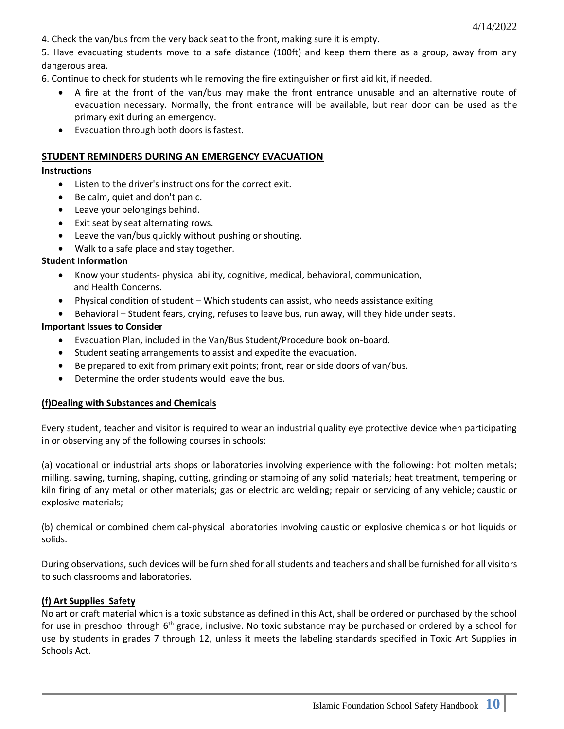4. Check the van/bus from the very back seat to the front, making sure it is empty.

5. Have evacuating students move to a safe distance (100ft) and keep them there as a group, away from any dangerous area.

6. Continue to check for students while removing the fire extinguisher or first aid kit, if needed.

- A fire at the front of the van/bus may make the front entrance unusable and an alternative route of evacuation necessary. Normally, the front entrance will be available, but rear door can be used as the primary exit during an emergency.
- Evacuation through both doors is fastest.

## STUDENT REMINDERS DURING AN EMERGENCY EVACUATION

**Instructions**

- Listen to the driver's instructions for the correct exit.
- Be calm, quiet and don't panic.
- Leave your belongings behind.
- Exit seat by seat alternating rows.
- Leave the van/bus quickly without pushing or shouting.
- Walk to a safe place and stay together.

**Student Information**

- Know your students- physical ability, cognitive, medical, behavioral, communication, and Health Concerns.
- Physical condition of student – Which students can assist, who needs assistance exiting
- Behavioral – Student fears, crying, refuses to leave bus, run away, will they hide under seats.

**Important Issues to Consider**

- Evacuation Plan, included in the Van/Bus Student/Procedure book on-board.
- Student seating arrangements to assist and expedite the evacuation.
- Be prepared to exit from primary exit points; front, rear or side doors of van/bus.
- Determine the order students would leave the bus.

### (f)Dealing with Substances and Chemicals

Every student, teacher and visitor is required to wear an industrial quality eye protective device when participating in or observing any of the following courses in schools:

(a) vocational or industrial arts shops or laboratories involving experience with the following: hot molten metals; milling, sawing, turning, shaping, cutting, grinding or stamping of any solid materials; heat treatment, tempering or kiln firing of any metal or other materials; gas or electric arc welding; repair or servicing of any vehicle; caustic or explosive materials;

(b) chemical or combined chemical-physical laboratories involving caustic or explosive chemicals or hot liquids or solids.

During observations, such devices will be furnished for all students and teachers and shall be furnished for all visitors to such classrooms and laboratories.

### (f) Art Supplies Safety

No art or craft material which is a toxic substance as defined in this Act, shall be ordered or purchased by the school for use in preschool through 6th grade, inclusive. No toxic substance may be purchased or ordered by a school for use by students in grades 7 through 12, unless it meets the labeling standards specified in Toxic Art Supplies in Schools Act.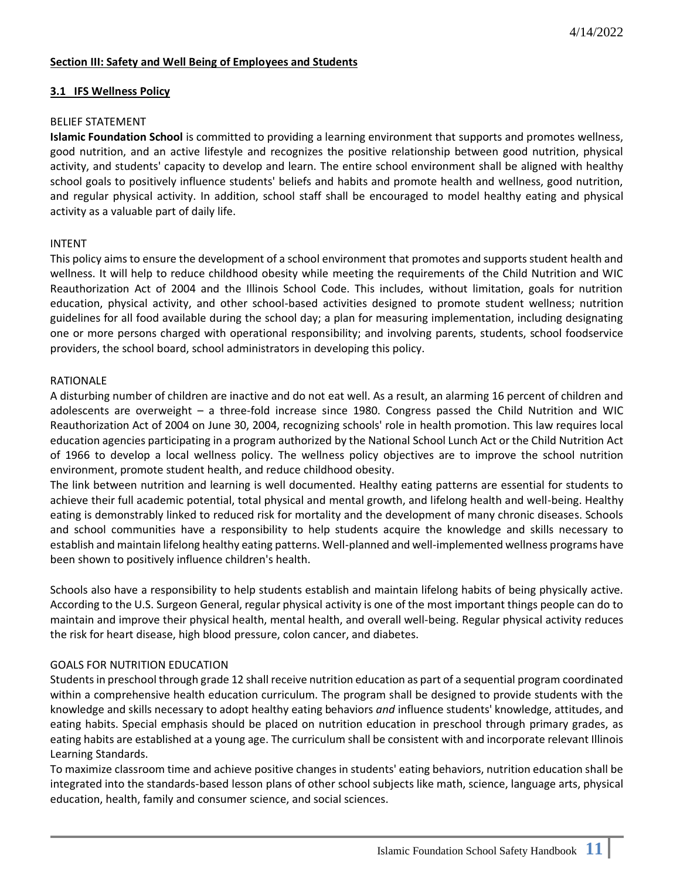## Section III: Safety and Well Being of Employees and Students

### 3.1 IFS Wellness Policy

BELIEF STATEMENT

**Islamic Foundation School** is committed to providing a learning environment that supports and promotes wellness, good nutrition, and an active lifestyle and recognizes the positive relationship between good nutrition, physical activity, and students' capacity to develop and learn. The entire school environment shall be aligned with healthy school goals to positively influence students' beliefs and habits and promote health and wellness, good nutrition, and regular physical activity. In addition, school staff shall be encouraged to model healthy eating and physical activity as a valuable part of daily life.

INTENT

This policy aims to ensure the development of a school environment that promotes and supports student health and wellness. It will help to reduce childhood obesity while meeting the requirements of the Child Nutrition and WIC Reauthorization Act of 2004 and the Illinois School Code. This includes, without limitation, goals for nutrition education, physical activity, and other school-based activities designed to promote student wellness; nutrition guidelines for all food available during the school day; a plan for measuring implementation, including designating one or more persons charged with operational responsibility; and involving parents, students, school foodservice providers, the school board, school administrators in developing this policy.

RATIONALE

A disturbing number of children are inactive and do not eat well. As a result, an alarming 16 percent of children and adolescents are overweight – a three-fold increase since 1980. Congress passed the Child Nutrition and WIC Reauthorization Act of 2004 on June 30, 2004, recognizing schools' role in health promotion. This law requires local education agencies participating in a program authorized by the National School Lunch Act or the Child Nutrition Act of 1966 to develop a local wellness policy. The wellness policy objectives are to improve the school nutrition environment, promote student health, and reduce childhood obesity.

The link between nutrition and learning is well documented. Healthy eating patterns are essential for students to achieve their full academic potential, total physical and mental growth, and lifelong health and well-being. Healthy eating is demonstrably linked to reduced risk for mortality and the development of many chronic diseases. Schools and school communities have a responsibility to help students acquire the knowledge and skills necessary to establish and maintain lifelong healthy eating patterns. Well-planned and well-implemented wellness programs have been shown to positively influence children's health.

Schools also have a responsibility to help students establish and maintain lifelong habits of being physically active. According to the U.S. Surgeon General, regular physical activity is one of the most important things people can do to maintain and improve their physical health, mental health, and overall well-being. Regular physical activity reduces the risk for heart disease, high blood pressure, colon cancer, and diabetes.

GOALS FOR NUTRITION EDUCATION

Students in preschool through grade 12 shall receive nutrition education as part of a sequential program coordinated within a comprehensive health education curriculum. The program shall be designed to provide students with the knowledge and skills necessary to adopt healthy eating behaviors *and* influence students' knowledge, attitudes, and eating habits. Special emphasis should be placed on nutrition education in preschool through primary grades, as eating habits are established at a young age. The curriculum shall be consistent with and incorporate relevant Illinois Learning Standards.

To maximize classroom time and achieve positive changes in students' eating behaviors, nutrition education shall be integrated into the standards-based lesson plans of other school subjects like math, science, language arts, physical education, health, family and consumer science, and social sciences.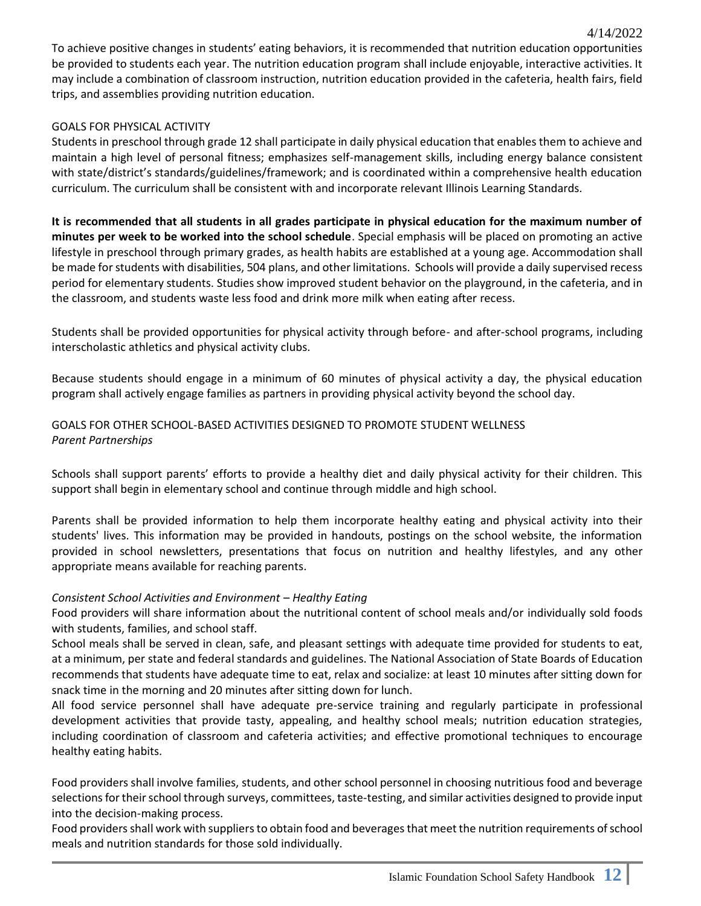To achieve positive changes in students' eating behaviors, it is recommended that nutrition education opportunities be provided to students each year. The nutrition education program shall include enjoyable, interactive activities. It may include a combination of classroom instruction, nutrition education provided in the cafeteria, health fairs, field trips, and assemblies providing nutrition education.

GOALS FOR PHYSICAL ACTIVITY

Students in preschool through grade 12 shall participate in daily physical education that enables them to achieve and maintain a high level of personal fitness; emphasizes self-management skills, including energy balance consistent with state/district's standards/guidelines/framework; and is coordinated within a comprehensive health education curriculum. The curriculum shall be consistent with and incorporate relevant Illinois Learning Standards.

**It is recommended that all students in all grades participate in physical education for the maximum number of minutes per week to be worked into the school schedule**. Special emphasis will be placed on promoting an active lifestyle in preschool through primary grades, as health habits are established at a young age. Accommodation shall be made for students with disabilities, 504 plans, and other limitations. Schools will provide a daily supervised recess period for elementary students. Studies show improved student behavior on the playground, in the cafeteria, and in the classroom, and students waste less food and drink more milk when eating after recess.

Students shall be provided opportunities for physical activity through before- and after-school programs, including interscholastic athletics and physical activity clubs.

Because students should engage in a minimum of 60 minutes of physical activity a day, the physical education program shall actively engage families as partners in providing physical activity beyond the school day.

GOALS FOR OTHER SCHOOL-BASED ACTIVITIES DESIGNED TO PROMOTE STUDENT WELLNESS

*Parent Partnerships*

Schools shall support parents' efforts to provide a healthy diet and daily physical activity for their children. This support shall begin in elementary school and continue through middle and high school.

Parents shall be provided information to help them incorporate healthy eating and physical activity into their students' lives. This information may be provided in handouts, postings on the school website, the information provided in school newsletters, presentations that focus on nutrition and healthy lifestyles, and any other appropriate means available for reaching parents.

*Consistent School Activities and Environment – Healthy Eating*

Food providers will share information about the nutritional content of school meals and/or individually sold foods with students, families, and school staff.

School meals shall be served in clean, safe, and pleasant settings with adequate time provided for students to eat, at a minimum, per state and federal standards and guidelines. The National Association of State Boards of Education recommends that students have adequate time to eat, relax and socialize: at least 10 minutes after sitting down for snack time in the morning and 20 minutes after sitting down for lunch.

All food service personnel shall have adequate pre-service training and regularly participate in professional development activities that provide tasty, appealing, and healthy school meals; nutrition education strategies, including coordination of classroom and cafeteria activities; and effective promotional techniques to encourage healthy eating habits.

Food providers shall involve families, students, and other school personnel in choosing nutritious food and beverage selections for their school through surveys, committees, taste-testing, and similar activities designed to provide input into the decision-making process.

Food providers shall work with suppliers to obtain food and beverages that meet the nutrition requirements of school meals and nutrition standards for those sold individually.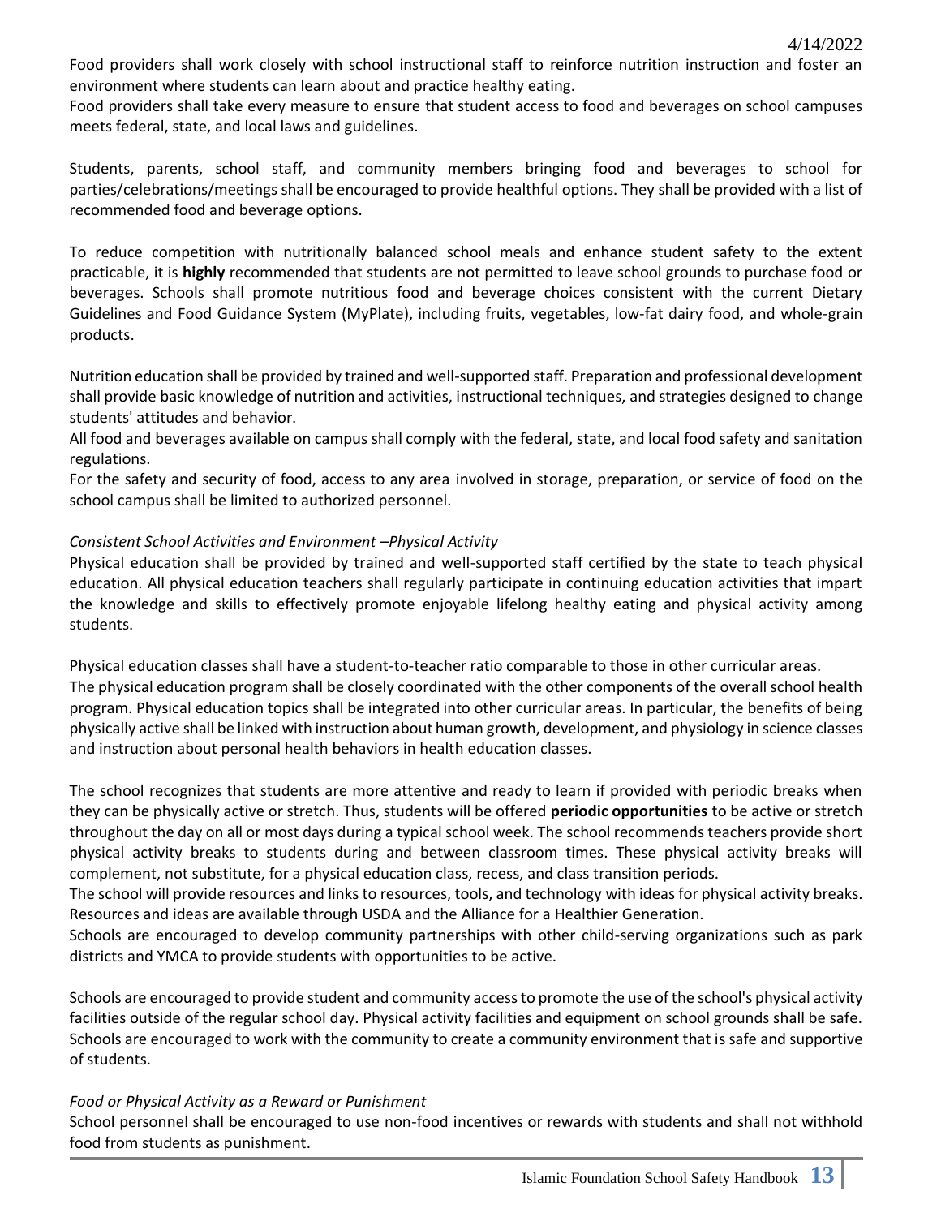Food providers shall work closely with school instructional staff to reinforce nutrition instruction and foster an environment where students can learn about and practice healthy eating.

Food providers shall take every measure to ensure that student access to food and beverages on school campuses meets federal, state, and local laws and guidelines.

Students, parents, school staff, and community members bringing food and beverages to school for parties/celebrations/meetings shall be encouraged to provide healthful options. They shall be provided with a list of recommended food and beverage options.

To reduce competition with nutritionally balanced school meals and enhance student safety to the extent practicable, it is **highly** recommended that students are not permitted to leave school grounds to purchase food or beverages. Schools shall promote nutritious food and beverage choices consistent with the current Dietary Guidelines and Food Guidance System (MyPlate), including fruits, vegetables, low-fat dairy food, and whole-grain products.

Nutrition education shall be provided by trained and well-supported staff. Preparation and professional development shall provide basic knowledge of nutrition and activities, instructional techniques, and strategies designed to change students' attitudes and behavior.

All food and beverages available on campus shall comply with the federal, state, and local food safety and sanitation regulations.

For the safety and security of food, access to any area involved in storage, preparation, or service of food on the school campus shall be limited to authorized personnel.

*Consistent School Activities and Environment –Physical Activity*

Physical education shall be provided by trained and well-supported staff certified by the state to teach physical education. All physical education teachers shall regularly participate in continuing education activities that impart the knowledge and skills to effectively promote enjoyable lifelong healthy eating and physical activity among students.

Physical education classes shall have a student-to-teacher ratio comparable to those in other curricular areas.

The physical education program shall be closely coordinated with the other components of the overall school health program. Physical education topics shall be integrated into other curricular areas. In particular, the benefits of being physically active shall be linked with instruction about human growth, development, and physiology in science classes and instruction about personal health behaviors in health education classes.

The school recognizes that students are more attentive and ready to learn if provided with periodic breaks when they can be physically active or stretch. Thus, students will be offered **periodic opportunities** to be active or stretch throughout the day on all or most days during a typical school week. The school recommends teachers provide short physical activity breaks to students during and between classroom times. These physical activity breaks will complement, not substitute, for a physical education class, recess, and class transition periods.

The school will provide resources and links to resources, tools, and technology with ideas for physical activity breaks. Resources and ideas are available through USDA and the Alliance for a Healthier Generation.

Schools are encouraged to develop community partnerships with other child-serving organizations such as park districts and YMCA to provide students with opportunities to be active.

Schools are encouraged to provide student and community access to promote the use of the school's physical activity facilities outside of the regular school day. Physical activity facilities and equipment on school grounds shall be safe. Schools are encouraged to work with the community to create a community environment that is safe and supportive of students.

*Food or Physical Activity as a Reward or Punishment*

School personnel shall be encouraged to use non-food incentives or rewards with students and shall not withhold food from students as punishment.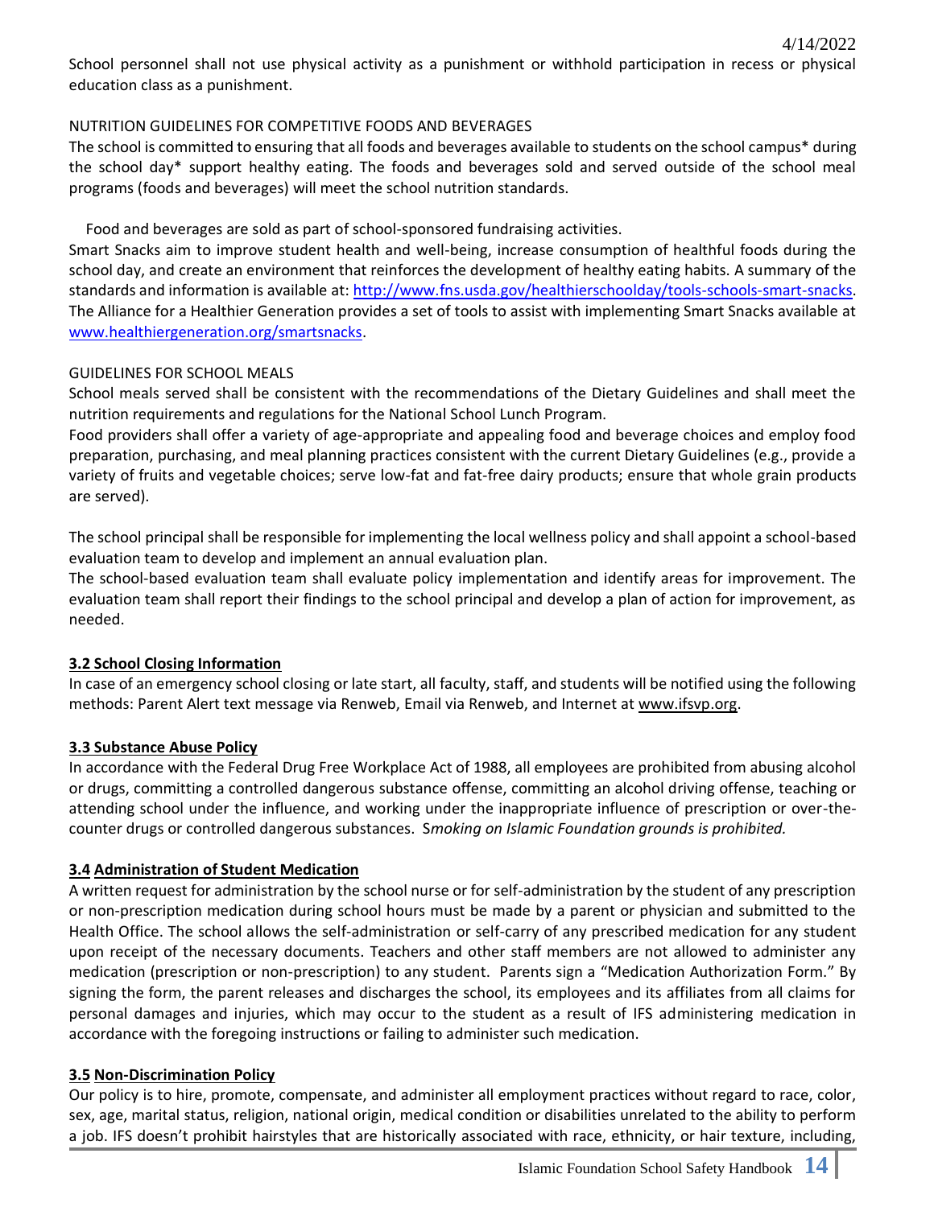School personnel shall not use physical activity as a punishment or withhold participation in recess or physical education class as a punishment.

NUTRITION GUIDELINES FOR COMPETITIVE FOODS AND BEVERAGES

The school is committed to ensuring that all foods and beverages available to students on the school campus* during the school day* support healthy eating. The foods and beverages sold and served outside of the school meal programs (foods and beverages) will meet the school nutrition standards.

Food and beverages are sold as part of school-sponsored fundraising activities.

Smart Snacks aim to improve student health and well-being, increase consumption of healthful foods during the school day, and create an environment that reinforces the development of healthy eating habits. A summary of the standards and information is available at: [http://www.fns.usda.gov/healthierschoolday/tools-schools-smart-snacks](http://www.fns.usda.gov/healthierschoolday/tools-schools-smart-snacks). The Alliance for a Healthier Generation provides a set of tools to assist with implementing Smart Snacks available at [www.healthiergeneration.org/smartsnacks](http://www.healthiergeneration.org/smartsnacks).

GUIDELINES FOR SCHOOL MEALS

School meals served shall be consistent with the recommendations of the Dietary Guidelines and shall meet the nutrition requirements and regulations for the National School Lunch Program.

Food providers shall offer a variety of age-appropriate and appealing food and beverage choices and employ food preparation, purchasing, and meal planning practices consistent with the current Dietary Guidelines (e.g., provide a variety of fruits and vegetable choices; serve low-fat and fat-free dairy products; ensure that whole grain products are served).

The school principal shall be responsible for implementing the local wellness policy and shall appoint a school-based evaluation team to develop and implement an annual evaluation plan.

The school-based evaluation team shall evaluate policy implementation and identify areas for improvement. The evaluation team shall report their findings to the school principal and develop a plan of action for improvement, as needed.

### 3.2 School Closing Information

In case of an emergency school closing or late start, all faculty, staff, and students will be notified using the following methods: Parent Alert text message via Renweb, Email via Renweb, and Internet at www.ifsvp.org.

### 3.3 Substance Abuse Policy

In accordance with the Federal Drug Free Workplace Act of 1988, all employees are prohibited from abusing alcohol or drugs, committing a controlled dangerous substance offense, committing an alcohol driving offense, teaching or attending school under the influence, and working under the inappropriate influence of prescription or over-the-counter drugs or controlled dangerous substances. S*moking on Islamic Foundation grounds is prohibited.*

### 3.4 Administration of Student Medication

A written request for administration by the school nurse or for self-administration by the student of any prescription or non-prescription medication during school hours must be made by a parent or physician and submitted to the Health Office. The school allows the self-administration or self-carry of any prescribed medication for any student upon receipt of the necessary documents. Teachers and other staff members are not allowed to administer any medication (prescription or non-prescription) to any student. Parents sign a "Medication Authorization Form." By signing the form, the parent releases and discharges the school, its employees and its affiliates from all claims for personal damages and injuries, which may occur to the student as a result of IFS administering medication in accordance with the foregoing instructions or failing to administer such medication.

### 3.5 Non-Discrimination Policy

Our policy is to hire, promote, compensate, and administer all employment practices without regard to race, color, sex, age, marital status, religion, national origin, medical condition or disabilities unrelated to the ability to perform a job. IFS doesn't prohibit hairstyles that are historically associated with race, ethnicity, or hair texture, including,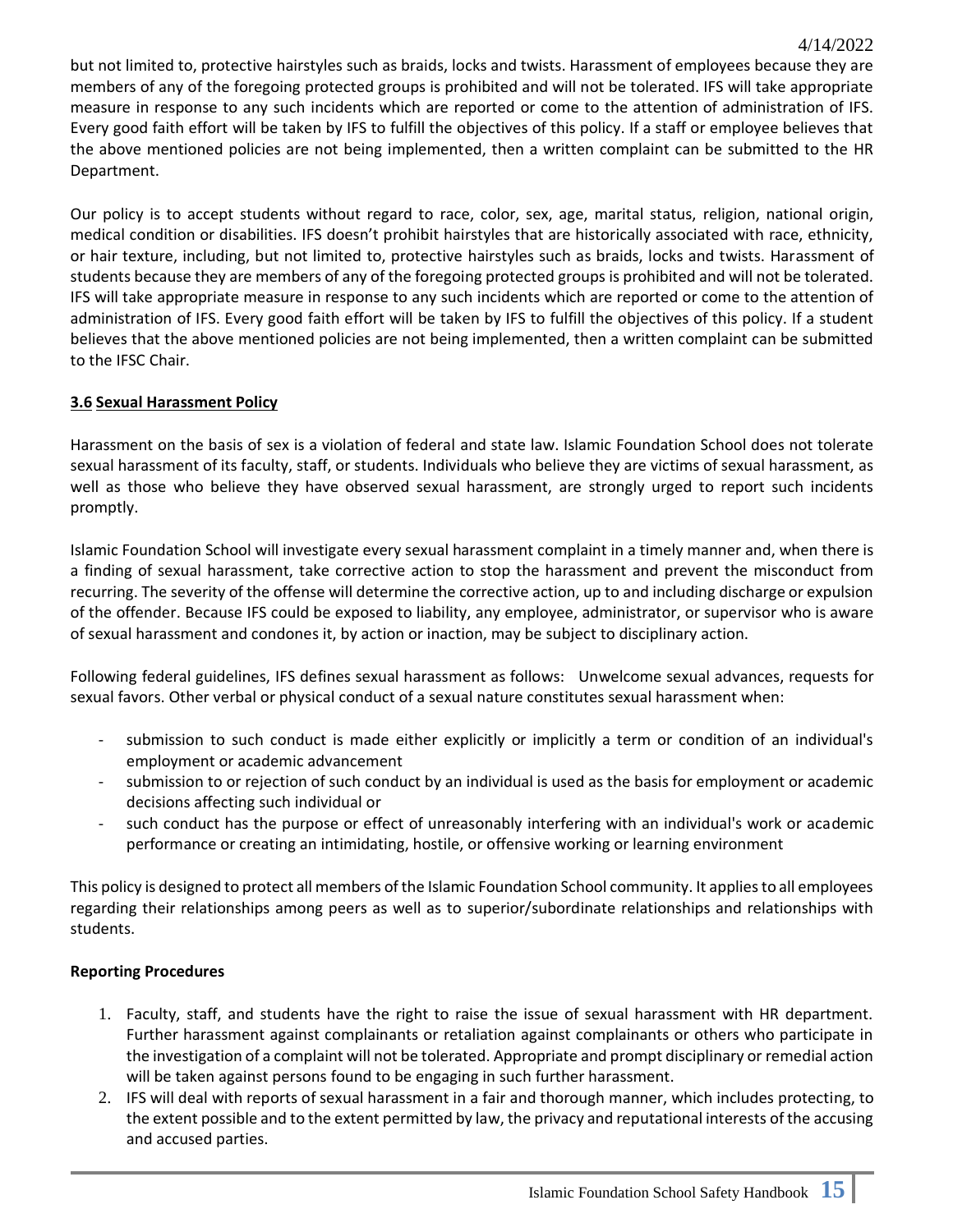but not limited to, protective hairstyles such as braids, locks and twists. Harassment of employees because they are members of any of the foregoing protected groups is prohibited and will not be tolerated. IFS will take appropriate measure in response to any such incidents which are reported or come to the attention of administration of IFS. Every good faith effort will be taken by IFS to fulfill the objectives of this policy. If a staff or employee believes that the above mentioned policies are not being implemented, then a written complaint can be submitted to the HR Department.

Our policy is to accept students without regard to race, color, sex, age, marital status, religion, national origin, medical condition or disabilities. IFS doesn't prohibit hairstyles that are historically associated with race, ethnicity, or hair texture, including, but not limited to, protective hairstyles such as braids, locks and twists. Harassment of students because they are members of any of the foregoing protected groups is prohibited and will not be tolerated. IFS will take appropriate measure in response to any such incidents which are reported or come to the attention of administration of IFS. Every good faith effort will be taken by IFS to fulfill the objectives of this policy. If a student believes that the above mentioned policies are not being implemented, then a written complaint can be submitted to the IFSC Chair.

### 3.6 Sexual Harassment Policy

Harassment on the basis of sex is a violation of federal and state law. Islamic Foundation School does not tolerate sexual harassment of its faculty, staff, or students. Individuals who believe they are victims of sexual harassment, as well as those who believe they have observed sexual harassment, are strongly urged to report such incidents promptly.

Islamic Foundation School will investigate every sexual harassment complaint in a timely manner and, when there is a finding of sexual harassment, take corrective action to stop the harassment and prevent the misconduct from recurring. The severity of the offense will determine the corrective action, up to and including discharge or expulsion of the offender. Because IFS could be exposed to liability, any employee, administrator, or supervisor who is aware of sexual harassment and condones it, by action or inaction, may be subject to disciplinary action.

Following federal guidelines, IFS defines sexual harassment as follows: Unwelcome sexual advances, requests for sexual favors. Other verbal or physical conduct of a sexual nature constitutes sexual harassment when:

- submission to such conduct is made either explicitly or implicitly a term or condition of an individual's employment or academic advancement
- submission to or rejection of such conduct by an individual is used as the basis for employment or academic decisions affecting such individual or
- such conduct has the purpose or effect of unreasonably interfering with an individual's work or academic performance or creating an intimidating, hostile, or offensive working or learning environment

This policy is designed to protect all members of the Islamic Foundation School community. It applies to all employees regarding their relationships among peers as well as to superior/subordinate relationships and relationships with students.

**Reporting Procedures**

1. Faculty, staff, and students have the right to raise the issue of sexual harassment with HR department. Further harassment against complainants or retaliation against complainants or others who participate in the investigation of a complaint will not be tolerated. Appropriate and prompt disciplinary or remedial action will be taken against persons found to be engaging in such further harassment.
2. IFS will deal with reports of sexual harassment in a fair and thorough manner, which includes protecting, to the extent possible and to the extent permitted by law, the privacy and reputational interests of the accusing and accused parties.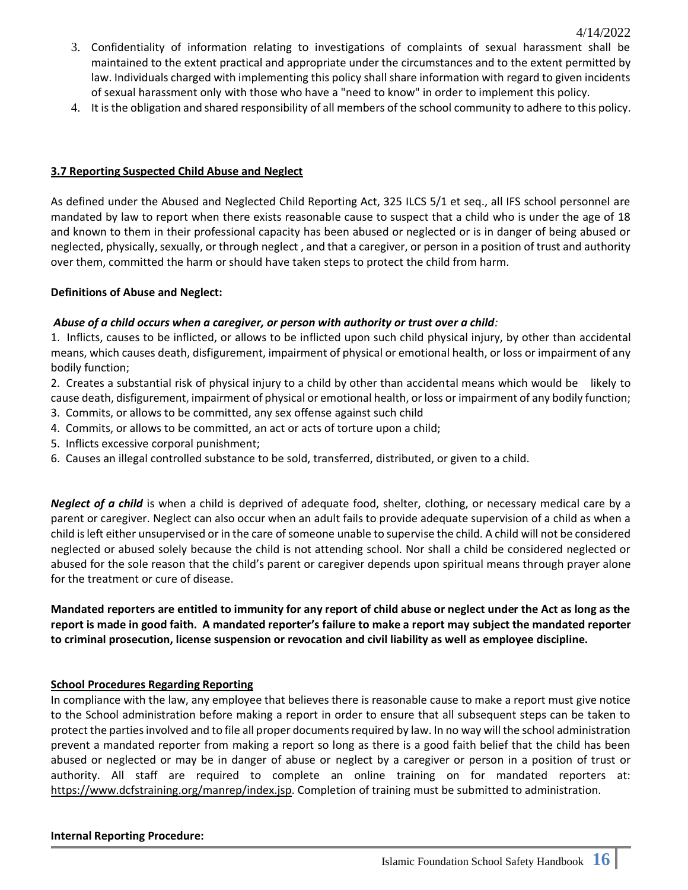3. Confidentiality of information relating to investigations of complaints of sexual harassment shall be maintained to the extent practical and appropriate under the circumstances and to the extent permitted by law. Individuals charged with implementing this policy shall share information with regard to given incidents of sexual harassment only with those who have a "need to know" in order to implement this policy.
4. It is the obligation and shared responsibility of all members of the school community to adhere to this policy.

## 3.7 Reporting Suspected Child Abuse and Neglect

As defined under the Abused and Neglected Child Reporting Act, 325 ILCS 5/1 et seq., all IFS school personnel are mandated by law to report when there exists reasonable cause to suspect that a child who is under the age of 18 and known to them in their professional capacity has been abused or neglected or is in danger of being abused or neglected, physically, sexually, or through neglect , and that a caregiver, or person in a position of trust and authority over them, committed the harm or should have taken steps to protect the child from harm.

**Definitions of Abuse and Neglect:**

***Abuse of a child occurs when a caregiver, or person with authority or trust over a child***:

1. Inflicts, causes to be inflicted, or allows to be inflicted upon such child physical injury, by other than accidental means, which causes death, disfigurement, impairment of physical or emotional health, or loss or impairment of any bodily function;
2. Creates a substantial risk of physical injury to a child by other than accidental means which would be likely to cause death, disfigurement, impairment of physical or emotional health, or loss or impairment of any bodily function;
3. Commits, or allows to be committed, any sex offense against such child
4. Commits, or allows to be committed, an act or acts of torture upon a child;
5. Inflicts excessive corporal punishment;
6. Causes an illegal controlled substance to be sold, transferred, distributed, or given to a child.

***Neglect of a child*** is when a child is deprived of adequate food, shelter, clothing, or necessary medical care by a parent or caregiver. Neglect can also occur when an adult fails to provide adequate supervision of a child as when a child is left either unsupervised or in the care of someone unable to supervise the child. A child will not be considered neglected or abused solely because the child is not attending school. Nor shall a child be considered neglected or abused for the sole reason that the child's parent or caregiver depends upon spiritual means through prayer alone for the treatment or cure of disease.

**Mandated reporters are entitled to immunity for any report of child abuse or neglect under the Act as long as the report is made in good faith. A mandated reporter's failure to make a report may subject the mandated reporter to criminal prosecution, license suspension or revocation and civil liability as well as employee discipline.**

### School Procedures Regarding Reporting

In compliance with the law, any employee that believes there is reasonable cause to make a report must give notice to the School administration before making a report in order to ensure that all subsequent steps can be taken to protect the parties involved and to file all proper documents required by law. In no way will the school administration prevent a mandated reporter from making a report so long as there is a good faith belief that the child has been abused or neglected or may be in danger of abuse or neglect by a caregiver or person in a position of trust or authority. All staff are required to complete an online training on for mandated reporters at: https://www.dcfstraining.org/manrep/index.jsp. Completion of training must be submitted to administration.

**Internal Reporting Procedure:**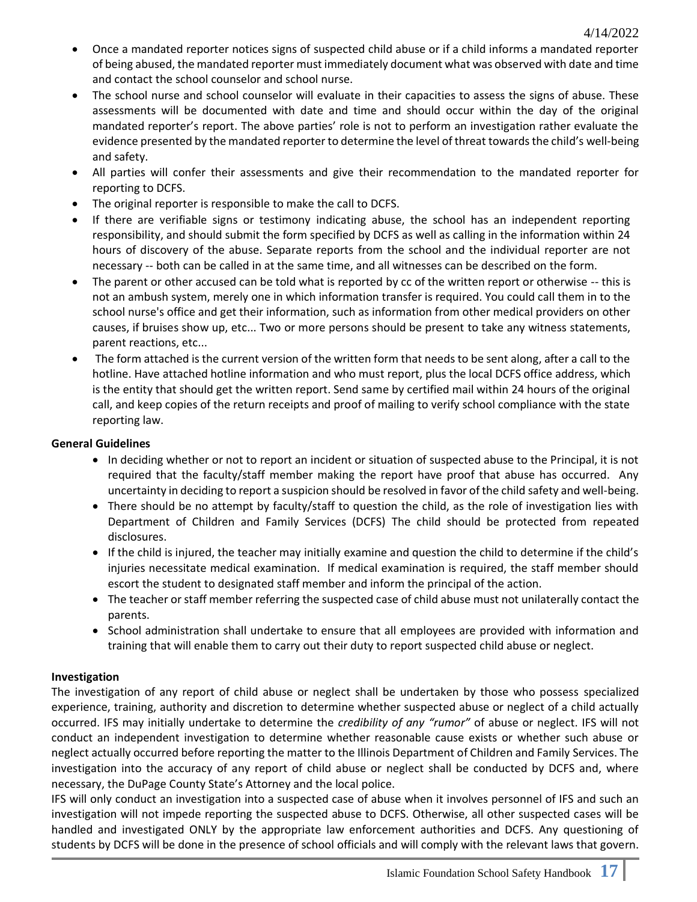- Once a mandated reporter notices signs of suspected child abuse or if a child informs a mandated reporter of being abused, the mandated reporter must immediately document what was observed with date and time and contact the school counselor and school nurse.
- The school nurse and school counselor will evaluate in their capacities to assess the signs of abuse. These assessments will be documented with date and time and should occur within the day of the original mandated reporter's report. The above parties' role is not to perform an investigation rather evaluate the evidence presented by the mandated reporter to determine the level of threat towards the child's well-being and safety.
- All parties will confer their assessments and give their recommendation to the mandated reporter for reporting to DCFS.
- The original reporter is responsible to make the call to DCFS.
- If there are verifiable signs or testimony indicating abuse, the school has an independent reporting responsibility, and should submit the form specified by DCFS as well as calling in the information within 24 hours of discovery of the abuse. Separate reports from the school and the individual reporter are not necessary -- both can be called in at the same time, and all witnesses can be described on the form.
- The parent or other accused can be told what is reported by cc of the written report or otherwise -- this is not an ambush system, merely one in which information transfer is required. You could call them in to the school nurse's office and get their information, such as information from other medical providers on other causes, if bruises show up, etc... Two or more persons should be present to take any witness statements, parent reactions, etc...
- The form attached is the current version of the written form that needs to be sent along, after a call to the hotline. Have attached hotline information and who must report, plus the local DCFS office address, which is the entity that should get the written report. Send same by certified mail within 24 hours of the original call, and keep copies of the return receipts and proof of mailing to verify school compliance with the state reporting law.

**General Guidelines**

- In deciding whether or not to report an incident or situation of suspected abuse to the Principal, it is not required that the faculty/staff member making the report have proof that abuse has occurred. Any uncertainty in deciding to report a suspicion should be resolved in favor of the child safety and well-being.
- There should be no attempt by faculty/staff to question the child, as the role of investigation lies with Department of Children and Family Services (DCFS) The child should be protected from repeated disclosures.
- If the child is injured, the teacher may initially examine and question the child to determine if the child's injuries necessitate medical examination. If medical examination is required, the staff member should escort the student to designated staff member and inform the principal of the action.
- The teacher or staff member referring the suspected case of child abuse must not unilaterally contact the parents.
- School administration shall undertake to ensure that all employees are provided with information and training that will enable them to carry out their duty to report suspected child abuse or neglect.

**Investigation**

The investigation of any report of child abuse or neglect shall be undertaken by those who possess specialized experience, training, authority and discretion to determine whether suspected abuse or neglect of a child actually occurred. IFS may initially undertake to determine the *credibility of any "rumor"* of abuse or neglect. IFS will not conduct an independent investigation to determine whether reasonable cause exists or whether such abuse or neglect actually occurred before reporting the matter to the Illinois Department of Children and Family Services. The investigation into the accuracy of any report of child abuse or neglect shall be conducted by DCFS and, where necessary, the DuPage County State's Attorney and the local police.

IFS will only conduct an investigation into a suspected case of abuse when it involves personnel of IFS and such an investigation will not impede reporting the suspected abuse to DCFS. Otherwise, all other suspected cases will be handled and investigated ONLY by the appropriate law enforcement authorities and DCFS. Any questioning of students by DCFS will be done in the presence of school officials and will comply with the relevant laws that govern.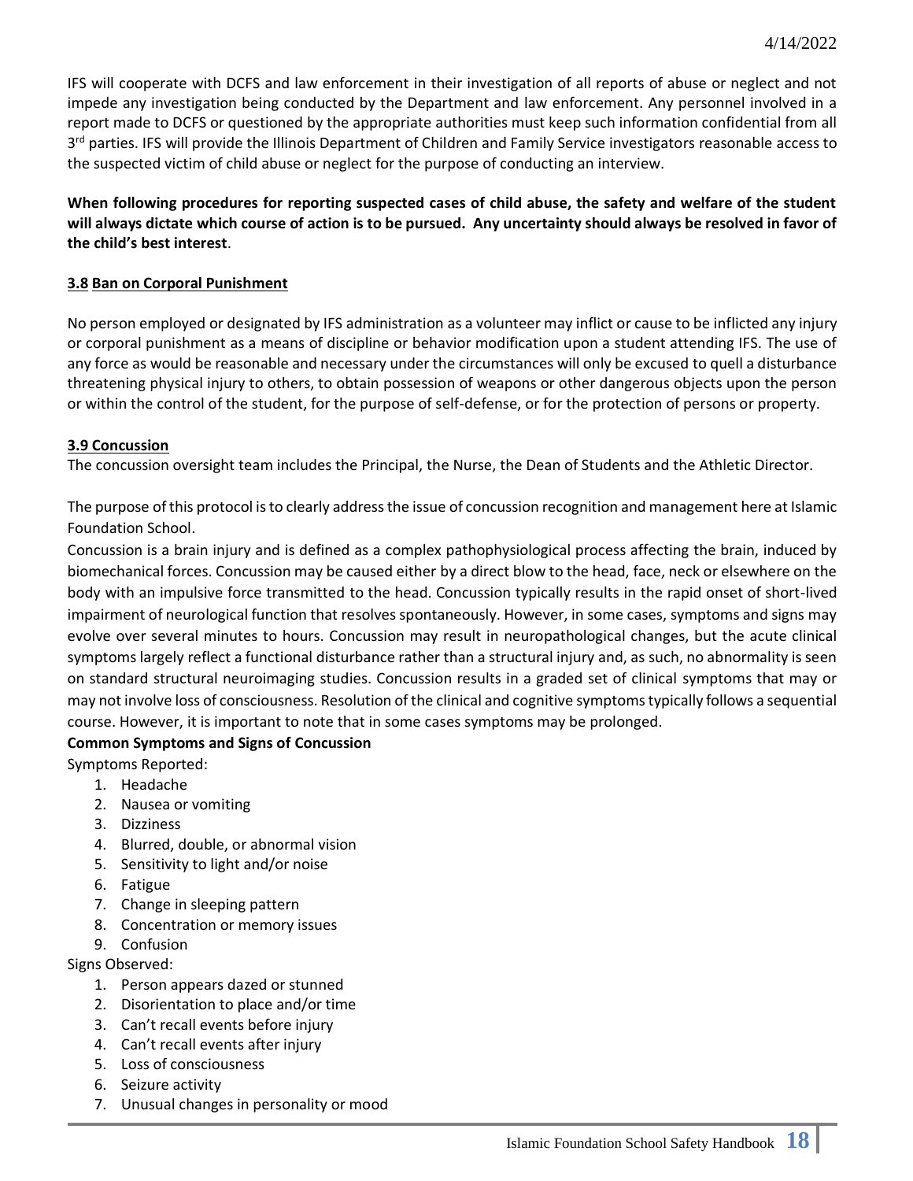IFS will cooperate with DCFS and law enforcement in their investigation of all reports of abuse or neglect and not impede any investigation being conducted by the Department and law enforcement. Any personnel involved in a report made to DCFS or questioned by the appropriate authorities must keep such information confidential from all 3rd parties. IFS will provide the Illinois Department of Children and Family Service investigators reasonable access to the suspected victim of child abuse or neglect for the purpose of conducting an interview.

**When following procedures for reporting suspected cases of child abuse, the safety and welfare of the student will always dictate which course of action is to be pursued. Any uncertainty should always be resolved in favor of the child's best interest**.

### 3.8 Ban on Corporal Punishment

No person employed or designated by IFS administration as a volunteer may inflict or cause to be inflicted any injury or corporal punishment as a means of discipline or behavior modification upon a student attending IFS. The use of any force as would be reasonable and necessary under the circumstances will only be excused to quell a disturbance threatening physical injury to others, to obtain possession of weapons or other dangerous objects upon the person or within the control of the student, for the purpose of self-defense, or for the protection of persons or property.

### 3.9 Concussion

The concussion oversight team includes the Principal, the Nurse, the Dean of Students and the Athletic Director.

The purpose of this protocol is to clearly address the issue of concussion recognition and management here at Islamic Foundation School.

Concussion is a brain injury and is defined as a complex pathophysiological process affecting the brain, induced by biomechanical forces. Concussion may be caused either by a direct blow to the head, face, neck or elsewhere on the body with an impulsive force transmitted to the head. Concussion typically results in the rapid onset of short-lived impairment of neurological function that resolves spontaneously. However, in some cases, symptoms and signs may evolve over several minutes to hours. Concussion may result in neuropathological changes, but the acute clinical symptoms largely reflect a functional disturbance rather than a structural injury and, as such, no abnormality is seen on standard structural neuroimaging studies. Concussion results in a graded set of clinical symptoms that may or may not involve loss of consciousness. Resolution of the clinical and cognitive symptoms typically follows a sequential course. However, it is important to note that in some cases symptoms may be prolonged.

**Common Symptoms and Signs of Concussion**

Symptoms Reported:

1. Headache
2. Nausea or vomiting
3. Dizziness
4. Blurred, double, or abnormal vision
5. Sensitivity to light and/or noise
6. Fatigue
7. Change in sleeping pattern
8. Concentration or memory issues
9. Confusion

Signs Observed:

1. Person appears dazed or stunned
2. Disorientation to place and/or time
3. Can't recall events before injury
4. Can't recall events after injury
5. Loss of consciousness
6. Seizure activity
7. Unusual changes in personality or mood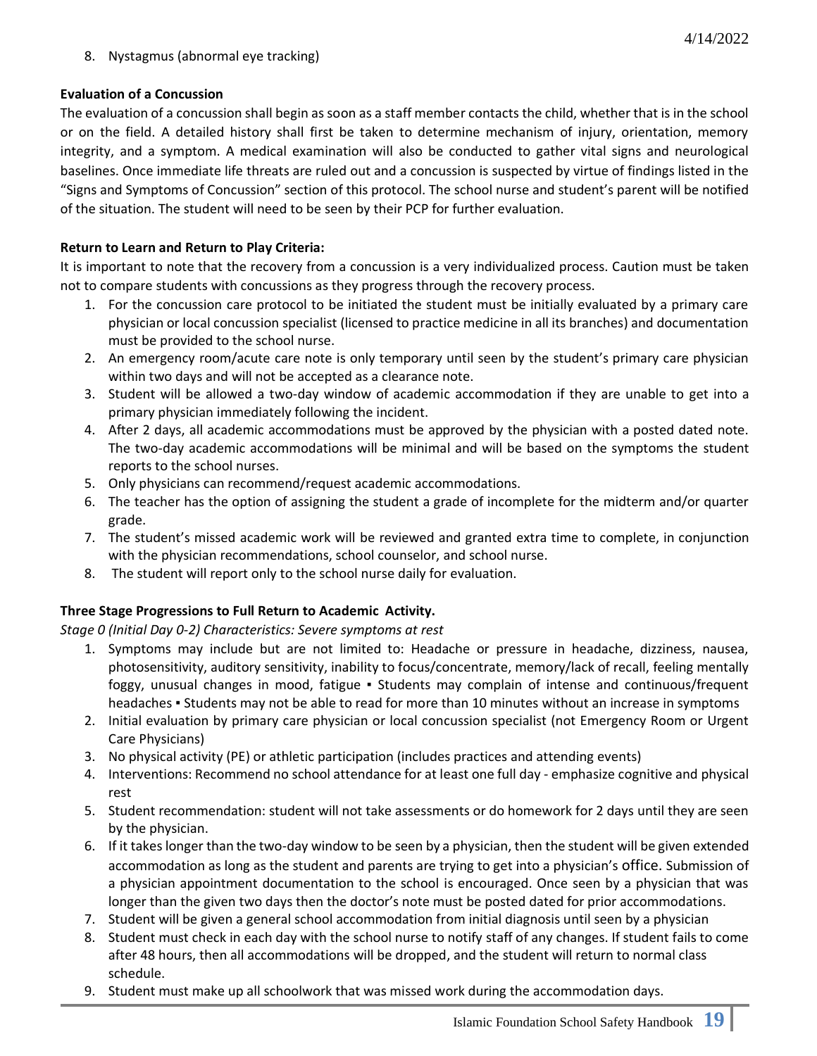8. Nystagmus (abnormal eye tracking)

**Evaluation of a Concussion**

The evaluation of a concussion shall begin as soon as a staff member contacts the child, whether that is in the school or on the field. A detailed history shall first be taken to determine mechanism of injury, orientation, memory integrity, and a symptom. A medical examination will also be conducted to gather vital signs and neurological baselines. Once immediate life threats are ruled out and a concussion is suspected by virtue of findings listed in the "Signs and Symptoms of Concussion" section of this protocol. The school nurse and student's parent will be notified of the situation. The student will need to be seen by their PCP for further evaluation.

**Return to Learn and Return to Play Criteria:**

It is important to note that the recovery from a concussion is a very individualized process. Caution must be taken not to compare students with concussions as they progress through the recovery process.

1. For the concussion care protocol to be initiated the student must be initially evaluated by a primary care physician or local concussion specialist (licensed to practice medicine in all its branches) and documentation must be provided to the school nurse.
2. An emergency room/acute care note is only temporary until seen by the student's primary care physician within two days and will not be accepted as a clearance note.
3. Student will be allowed a two-day window of academic accommodation if they are unable to get into a primary physician immediately following the incident.
4. After 2 days, all academic accommodations must be approved by the physician with a posted dated note. The two-day academic accommodations will be minimal and will be based on the symptoms the student reports to the school nurses.
5. Only physicians can recommend/request academic accommodations.
6. The teacher has the option of assigning the student a grade of incomplete for the midterm and/or quarter grade.
7. The student's missed academic work will be reviewed and granted extra time to complete, in conjunction with the physician recommendations, school counselor, and school nurse.
8. The student will report only to the school nurse daily for evaluation.

**Three Stage Progressions to Full Return to Academic Activity.**

*Stage 0 (Initial Day 0-2) Characteristics: Severe symptoms at rest*

1. Symptoms may include but are not limited to: Headache or pressure in headache, dizziness, nausea, photosensitivity, auditory sensitivity, inability to focus/concentrate, memory/lack of recall, feeling mentally foggy, unusual changes in mood, fatigue ▪ Students may complain of intense and continuous/frequent headaches ▪ Students may not be able to read for more than 10 minutes without an increase in symptoms
2. Initial evaluation by primary care physician or local concussion specialist (not Emergency Room or Urgent Care Physicians)
3. No physical activity (PE) or athletic participation (includes practices and attending events)
4. Interventions: Recommend no school attendance for at least one full day - emphasize cognitive and physical rest
5. Student recommendation: student will not take assessments or do homework for 2 days until they are seen by the physician.
6. If it takes longer than the two-day window to be seen by a physician, then the student will be given extended accommodation as long as the student and parents are trying to get into a physician's office. Submission of a physician appointment documentation to the school is encouraged. Once seen by a physician that was longer than the given two days then the doctor's note must be posted dated for prior accommodations.
7. Student will be given a general school accommodation from initial diagnosis until seen by a physician
8. Student must check in each day with the school nurse to notify staff of any changes. If student fails to come after 48 hours, then all accommodations will be dropped, and the student will return to normal class schedule.
9. Student must make up all schoolwork that was missed work during the accommodation days.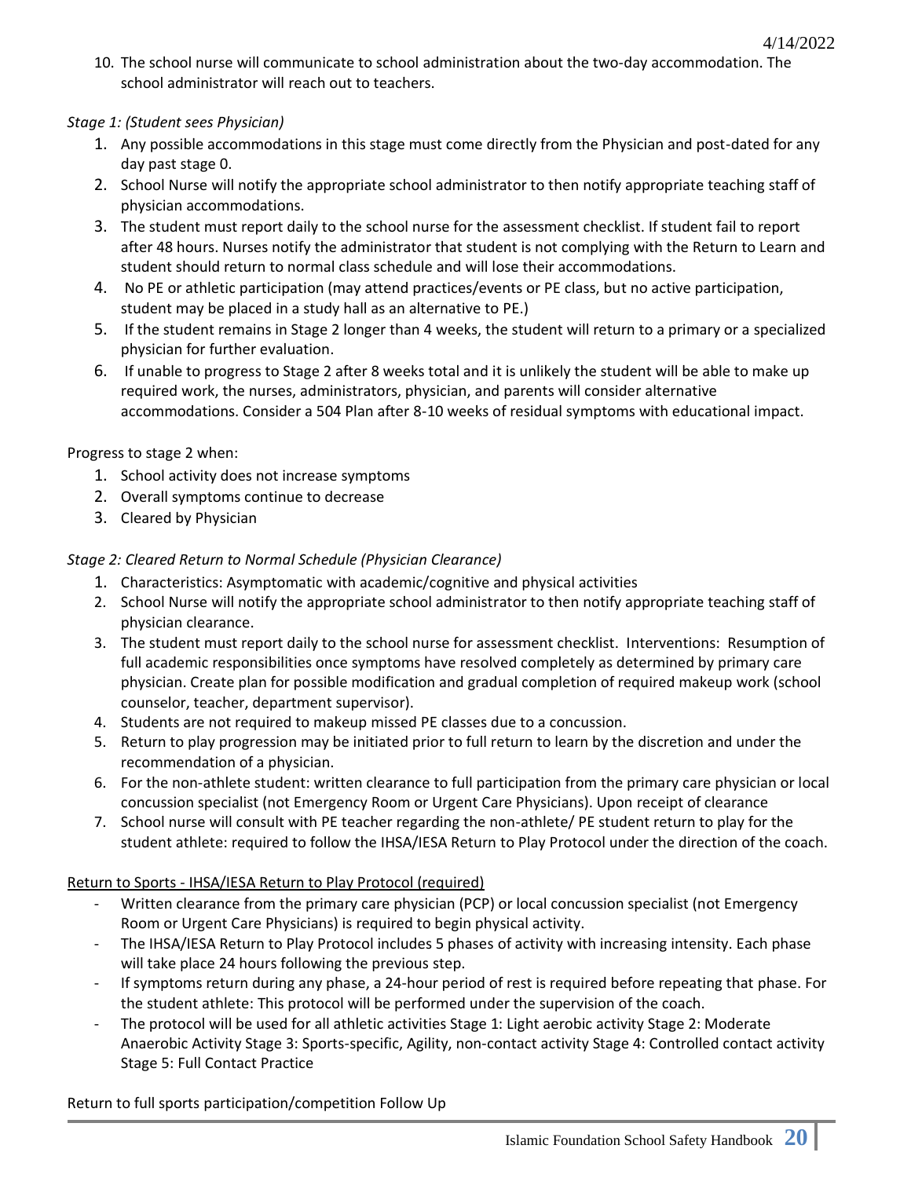10. The school nurse will communicate to school administration about the two-day accommodation. The school administrator will reach out to teachers.

*Stage 1: (Student sees Physician)*

1. Any possible accommodations in this stage must come directly from the Physician and post-dated for any day past stage 0.
2. School Nurse will notify the appropriate school administrator to then notify appropriate teaching staff of physician accommodations.
3. The student must report daily to the school nurse for the assessment checklist. If student fail to report after 48 hours. Nurses notify the administrator that student is not complying with the Return to Learn and student should return to normal class schedule and will lose their accommodations.
4. No PE or athletic participation (may attend practices/events or PE class, but no active participation, student may be placed in a study hall as an alternative to PE.)
5. If the student remains in Stage 2 longer than 4 weeks, the student will return to a primary or a specialized physician for further evaluation.
6. If unable to progress to Stage 2 after 8 weeks total and it is unlikely the student will be able to make up required work, the nurses, administrators, physician, and parents will consider alternative accommodations. Consider a 504 Plan after 8-10 weeks of residual symptoms with educational impact.

Progress to stage 2 when:

1. School activity does not increase symptoms
2. Overall symptoms continue to decrease
3. Cleared by Physician

*Stage 2: Cleared Return to Normal Schedule (Physician Clearance)*

1. Characteristics: Asymptomatic with academic/cognitive and physical activities
2. School Nurse will notify the appropriate school administrator to then notify appropriate teaching staff of physician clearance.
3. The student must report daily to the school nurse for assessment checklist. Interventions: Resumption of full academic responsibilities once symptoms have resolved completely as determined by primary care physician. Create plan for possible modification and gradual completion of required makeup work (school counselor, teacher, department supervisor).
4. Students are not required to makeup missed PE classes due to a concussion.
5. Return to play progression may be initiated prior to full return to learn by the discretion and under the recommendation of a physician.
6. For the non-athlete student: written clearance to full participation from the primary care physician or local concussion specialist (not Emergency Room or Urgent Care Physicians). Upon receipt of clearance
7. School nurse will consult with PE teacher regarding the non-athlete/ PE student return to play for the student athlete: required to follow the IHSA/IESA Return to Play Protocol under the direction of the coach.

Return to Sports - IHSA/IESA Return to Play Protocol (required)

- Written clearance from the primary care physician (PCP) or local concussion specialist (not Emergency Room or Urgent Care Physicians) is required to begin physical activity.
- The IHSA/IESA Return to Play Protocol includes 5 phases of activity with increasing intensity. Each phase will take place 24 hours following the previous step.
- If symptoms return during any phase, a 24-hour period of rest is required before repeating that phase. For the student athlete: This protocol will be performed under the supervision of the coach.
- The protocol will be used for all athletic activities Stage 1: Light aerobic activity Stage 2: Moderate Anaerobic Activity Stage 3: Sports-specific, Agility, non-contact activity Stage 4: Controlled contact activity Stage 5: Full Contact Practice

Return to full sports participation/competition Follow Up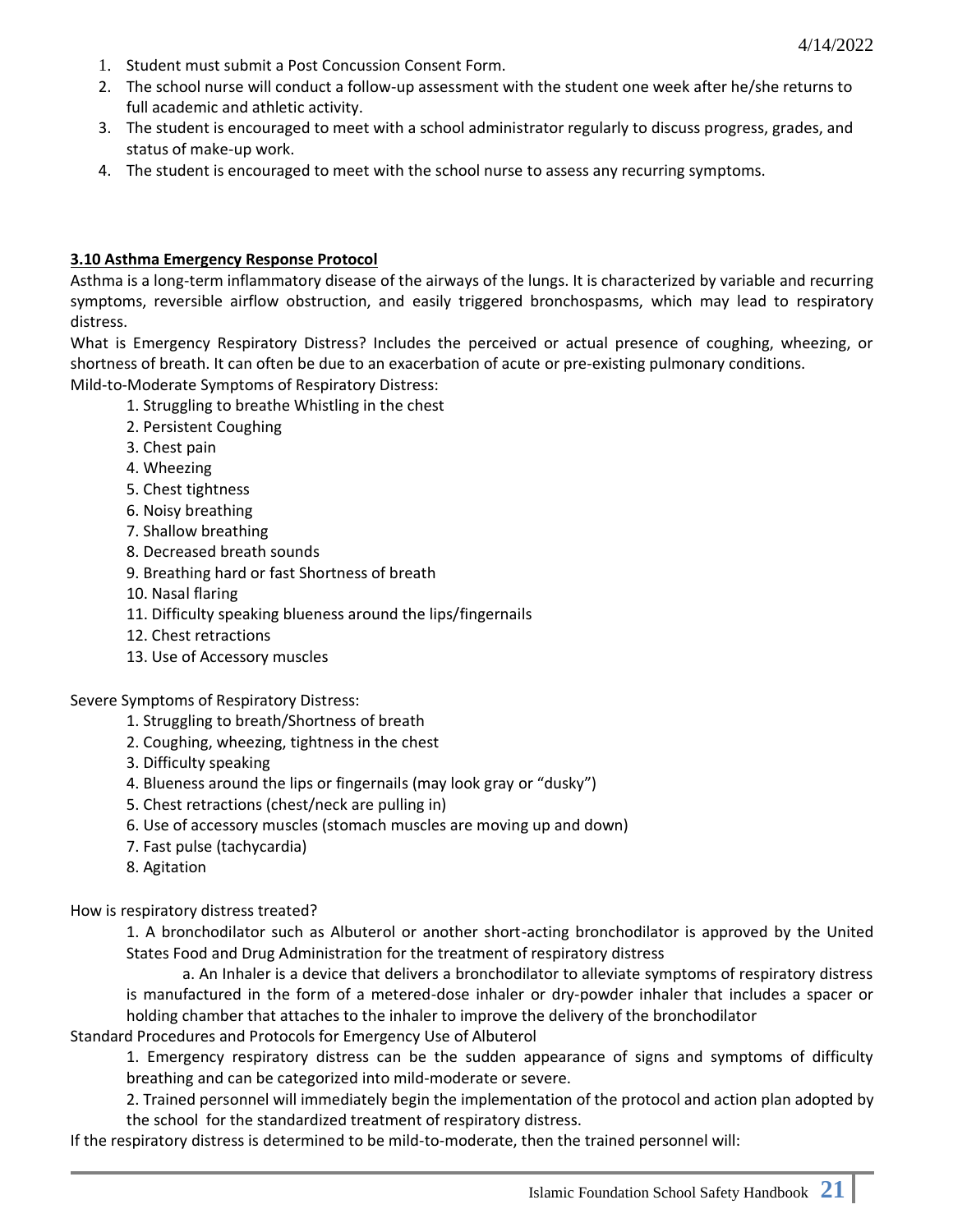1. Student must submit a Post Concussion Consent Form.
2. The school nurse will conduct a follow-up assessment with the student one week after he/she returns to full academic and athletic activity.
3. The student is encouraged to meet with a school administrator regularly to discuss progress, grades, and status of make-up work.
4. The student is encouraged to meet with the school nurse to assess any recurring symptoms.

**3.10 Asthma Emergency Response Protocol**

Asthma is a long-term inflammatory disease of the airways of the lungs. It is characterized by variable and recurring symptoms, reversible airflow obstruction, and easily triggered bronchospasms, which may lead to respiratory distress.

What is Emergency Respiratory Distress? Includes the perceived or actual presence of coughing, wheezing, or shortness of breath. It can often be due to an exacerbation of acute or pre-existing pulmonary conditions.

Mild-to-Moderate Symptoms of Respiratory Distress:

1. Struggling to breathe Whistling in the chest
2. Persistent Coughing
3. Chest pain
4. Wheezing
5. Chest tightness
6. Noisy breathing
7. Shallow breathing
8. Decreased breath sounds
9. Breathing hard or fast Shortness of breath
10. Nasal flaring
11. Difficulty speaking blueness around the lips/fingernails
12. Chest retractions
13. Use of Accessory muscles

Severe Symptoms of Respiratory Distress:

1. Struggling to breath/Shortness of breath
2. Coughing, wheezing, tightness in the chest
3. Difficulty speaking
4. Blueness around the lips or fingernails (may look gray or "dusky")
5. Chest retractions (chest/neck are pulling in)
6. Use of accessory muscles (stomach muscles are moving up and down)
7. Fast pulse (tachycardia)
8. Agitation

How is respiratory distress treated?

1. A bronchodilator such as Albuterol or another short-acting bronchodilator is approved by the United States Food and Drug Administration for the treatment of respiratory distress
   a. An Inhaler is a device that delivers a bronchodilator to alleviate symptoms of respiratory distress is manufactured in the form of a metered-dose inhaler or dry-powder inhaler that includes a spacer or holding chamber that attaches to the inhaler to improve the delivery of the bronchodilator

Standard Procedures and Protocols for Emergency Use of Albuterol

1. Emergency respiratory distress can be the sudden appearance of signs and symptoms of difficulty breathing and can be categorized into mild-moderate or severe.
2. Trained personnel will immediately begin the implementation of the protocol and action plan adopted by the school for the standardized treatment of respiratory distress.

If the respiratory distress is determined to be mild-to-moderate, then the trained personnel will: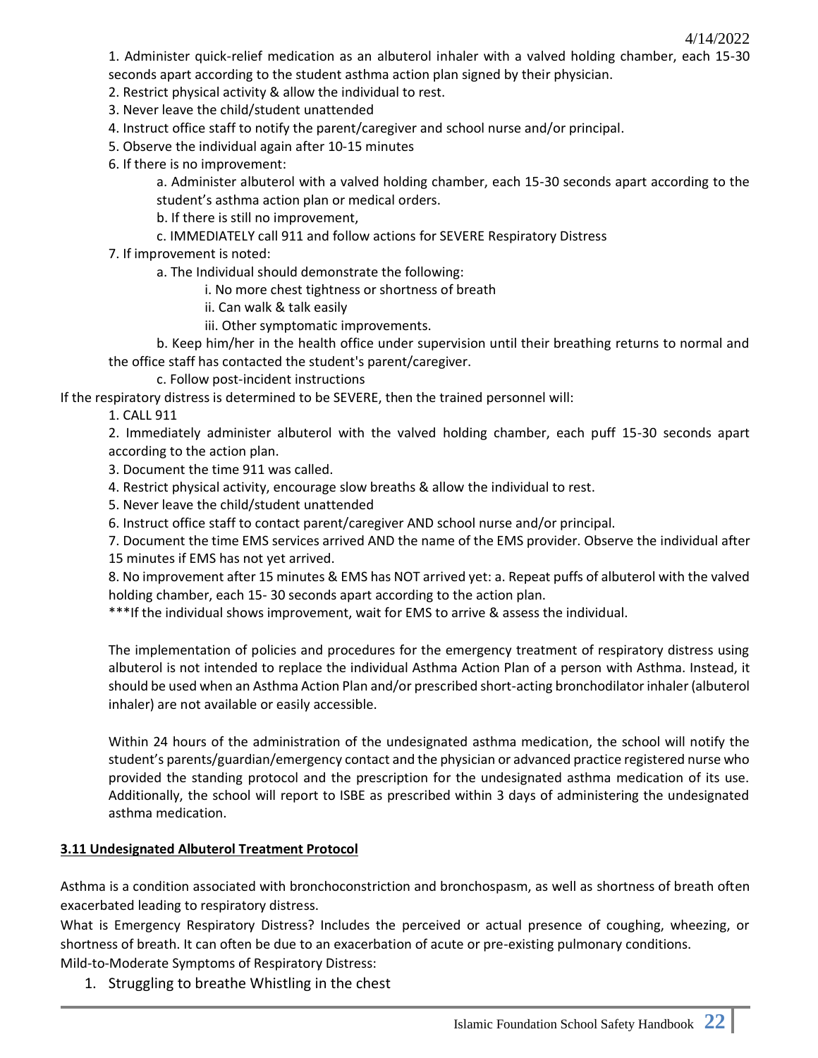1. Administer quick-relief medication as an albuterol inhaler with a valved holding chamber, each 15-30 seconds apart according to the student asthma action plan signed by their physician.
2. Restrict physical activity & allow the individual to rest.
3. Never leave the child/student unattended
4. Instruct office staff to notify the parent/caregiver and school nurse and/or principal.
5. Observe the individual again after 10-15 minutes
6. If there is no improvement:
    a. Administer albuterol with a valved holding chamber, each 15-30 seconds apart according to the student's asthma action plan or medical orders.
    b. If there is still no improvement,
    c. IMMEDIATELY call 911 and follow actions for SEVERE Respiratory Distress
7. If improvement is noted:
    a. The Individual should demonstrate the following:
        i. No more chest tightness or shortness of breath
        ii. Can walk & talk easily
        iii. Other symptomatic improvements.
    b. Keep him/her in the health office under supervision until their breathing returns to normal and the office staff has contacted the student's parent/caregiver.
    c. Follow post-incident instructions

If the respiratory distress is determined to be SEVERE, then the trained personnel will:

1. CALL 911
2. Immediately administer albuterol with the valved holding chamber, each puff 15-30 seconds apart according to the action plan.
3. Document the time 911 was called.
4. Restrict physical activity, encourage slow breaths & allow the individual to rest.
5. Never leave the child/student unattended
6. Instruct office staff to contact parent/caregiver AND school nurse and/or principal.
7. Document the time EMS services arrived AND the name of the EMS provider. Observe the individual after 15 minutes if EMS has not yet arrived.
8. No improvement after 15 minutes & EMS has NOT arrived yet: a. Repeat puffs of albuterol with the valved holding chamber, each 15- 30 seconds apart according to the action plan.

***If the individual shows improvement, wait for EMS to arrive & assess the individual.

The implementation of policies and procedures for the emergency treatment of respiratory distress using albuterol is not intended to replace the individual Asthma Action Plan of a person with Asthma. Instead, it should be used when an Asthma Action Plan and/or prescribed short-acting bronchodilator inhaler (albuterol inhaler) are not available or easily accessible.

Within 24 hours of the administration of the undesignated asthma medication, the school will notify the student's parents/guardian/emergency contact and the physician or advanced practice registered nurse who provided the standing protocol and the prescription for the undesignated asthma medication of its use. Additionally, the school will report to ISBE as prescribed within 3 days of administering the undesignated asthma medication.

### 3.11 Undesignated Albuterol Treatment Protocol

Asthma is a condition associated with bronchoconstriction and bronchospasm, as well as shortness of breath often exacerbated leading to respiratory distress.

What is Emergency Respiratory Distress? Includes the perceived or actual presence of coughing, wheezing, or shortness of breath. It can often be due to an exacerbation of acute or pre-existing pulmonary conditions.

Mild-to-Moderate Symptoms of Respiratory Distress:

1. Struggling to breathe Whistling in the chest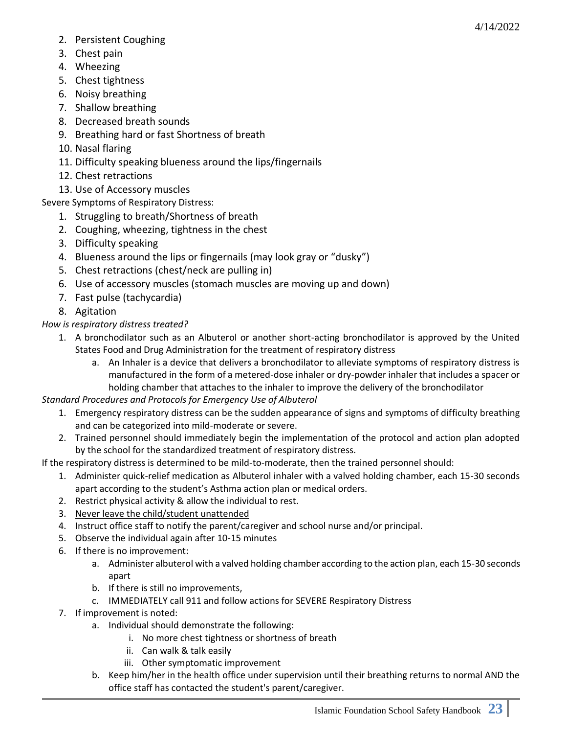2. Persistent Coughing
3. Chest pain
4. Wheezing
5. Chest tightness
6. Noisy breathing
7. Shallow breathing
8. Decreased breath sounds
9. Breathing hard or fast Shortness of breath
10. Nasal flaring
11. Difficulty speaking blueness around the lips/fingernails
12. Chest retractions
13. Use of Accessory muscles

Severe Symptoms of Respiratory Distress:

1. Struggling to breath/Shortness of breath
2. Coughing, wheezing, tightness in the chest
3. Difficulty speaking
4. Blueness around the lips or fingernails (may look gray or "dusky")
5. Chest retractions (chest/neck are pulling in)
6. Use of accessory muscles (stomach muscles are moving up and down)
7. Fast pulse (tachycardia)
8. Agitation

*How is respiratory distress treated?*

1. A bronchodilator such as an Albuterol or another short-acting bronchodilator is approved by the United States Food and Drug Administration for the treatment of respiratory distress
    a. An Inhaler is a device that delivers a bronchodilator to alleviate symptoms of respiratory distress is manufactured in the form of a metered-dose inhaler or dry-powder inhaler that includes a spacer or holding chamber that attaches to the inhaler to improve the delivery of the bronchodilator

*Standard Procedures and Protocols for Emergency Use of Albuterol*

1. Emergency respiratory distress can be the sudden appearance of signs and symptoms of difficulty breathing and can be categorized into mild-moderate or severe.
2. Trained personnel should immediately begin the implementation of the protocol and action plan adopted by the school for the standardized treatment of respiratory distress.

If the respiratory distress is determined to be mild-to-moderate, then the trained personnel should:

1. Administer quick-relief medication as Albuterol inhaler with a valved holding chamber, each 15-30 seconds apart according to the student's Asthma action plan or medical orders.
2. Restrict physical activity & allow the individual to rest.
3. <u>Never leave the child/student unattended</u>
4. Instruct office staff to notify the parent/caregiver and school nurse and/or principal.
5. Observe the individual again after 10-15 minutes
6. If there is no improvement:
    a. Administer albuterol with a valved holding chamber according to the action plan, each 15-30 seconds apart
    b. If there is still no improvements,
    c. IMMEDIATELY call 911 and follow actions for SEVERE Respiratory Distress
7. If improvement is noted:
    a. Individual should demonstrate the following:
        i. No more chest tightness or shortness of breath
        ii. Can walk & talk easily
        iii. Other symptomatic improvement
    b. Keep him/her in the health office under supervision until their breathing returns to normal AND the office staff has contacted the student's parent/caregiver.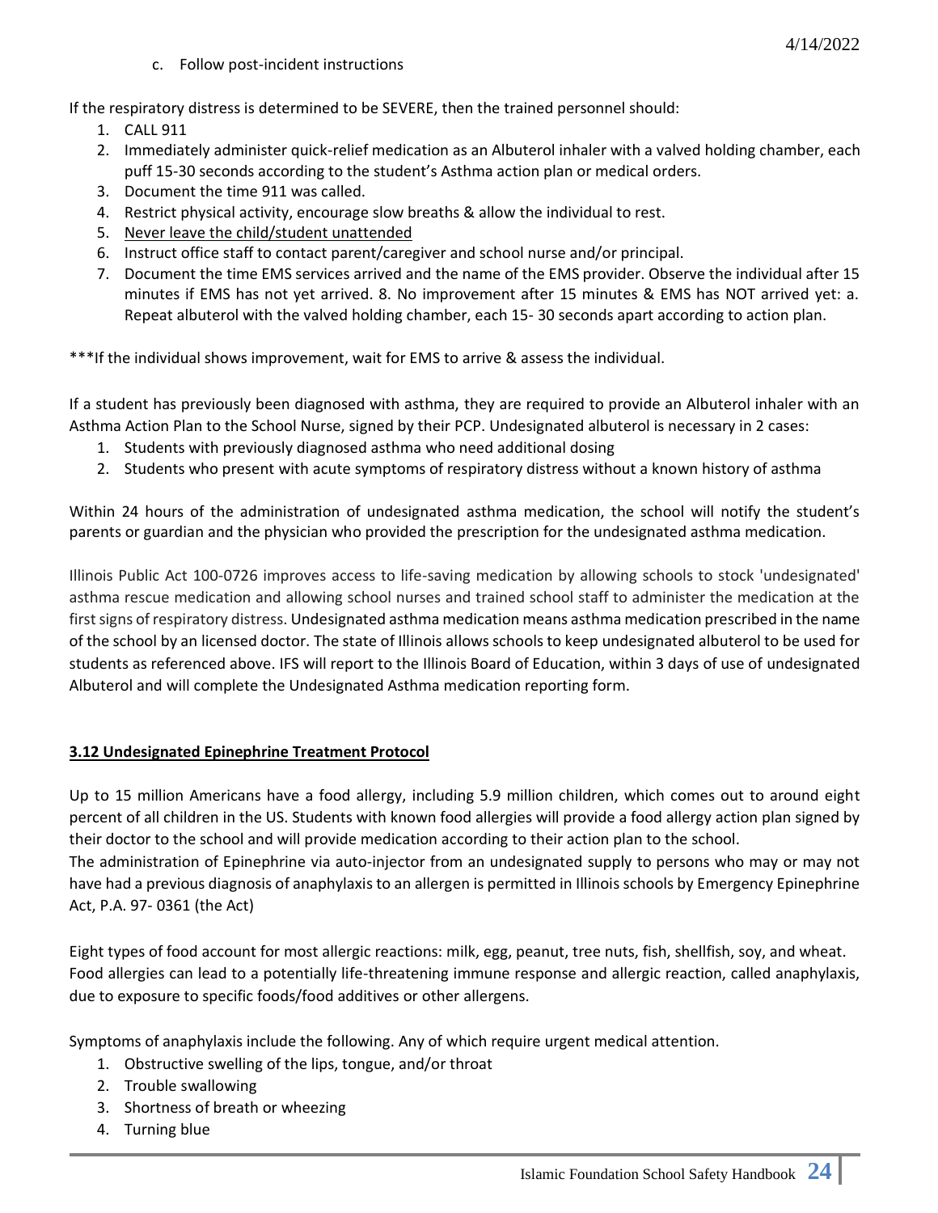c. Follow post-incident instructions

If the respiratory distress is determined to be SEVERE, then the trained personnel should:

1. CALL 911
2. Immediately administer quick-relief medication as an Albuterol inhaler with a valved holding chamber, each puff 15-30 seconds according to the student's Asthma action plan or medical orders.
3. Document the time 911 was called.
4. Restrict physical activity, encourage slow breaths & allow the individual to rest.
5. <u>Never leave the child/student unattended</u>
6. Instruct office staff to contact parent/caregiver and school nurse and/or principal.
7. Document the time EMS services arrived and the name of the EMS provider. Observe the individual after 15 minutes if EMS has not yet arrived. 8. No improvement after 15 minutes & EMS has NOT arrived yet: a. Repeat albuterol with the valved holding chamber, each 15- 30 seconds apart according to action plan.

***If the individual shows improvement, wait for EMS to arrive & assess the individual.

If a student has previously been diagnosed with asthma, they are required to provide an Albuterol inhaler with an Asthma Action Plan to the School Nurse, signed by their PCP. Undesignated albuterol is necessary in 2 cases:

1. Students with previously diagnosed asthma who need additional dosing
2. Students who present with acute symptoms of respiratory distress without a known history of asthma

Within 24 hours of the administration of undesignated asthma medication, the school will notify the student's parents or guardian and the physician who provided the prescription for the undesignated asthma medication.

Illinois Public Act 100-0726 improves access to life-saving medication by allowing schools to stock 'undesignated' asthma rescue medication and allowing school nurses and trained school staff to administer the medication at the first signs of respiratory distress. Undesignated asthma medication means asthma medication prescribed in the name of the school by an licensed doctor. The state of Illinois allows schools to keep undesignated albuterol to be used for students as referenced above. IFS will report to the Illinois Board of Education, within 3 days of use of undesignated Albuterol and will complete the Undesignated Asthma medication reporting form.

## 3.12 Undesignated Epinephrine Treatment Protocol

Up to 15 million Americans have a food allergy, including 5.9 million children, which comes out to around eight percent of all children in the US. Students with known food allergies will provide a food allergy action plan signed by their doctor to the school and will provide medication according to their action plan to the school.

The administration of Epinephrine via auto-injector from an undesignated supply to persons who may or may not have had a previous diagnosis of anaphylaxis to an allergen is permitted in Illinois schools by Emergency Epinephrine Act, P.A. 97- 0361 (the Act)

Eight types of food account for most allergic reactions: milk, egg, peanut, tree nuts, fish, shellfish, soy, and wheat. Food allergies can lead to a potentially life-threatening immune response and allergic reaction, called anaphylaxis, due to exposure to specific foods/food additives or other allergens.

Symptoms of anaphylaxis include the following. Any of which require urgent medical attention.

1. Obstructive swelling of the lips, tongue, and/or throat
2. Trouble swallowing
3. Shortness of breath or wheezing
4. Turning blue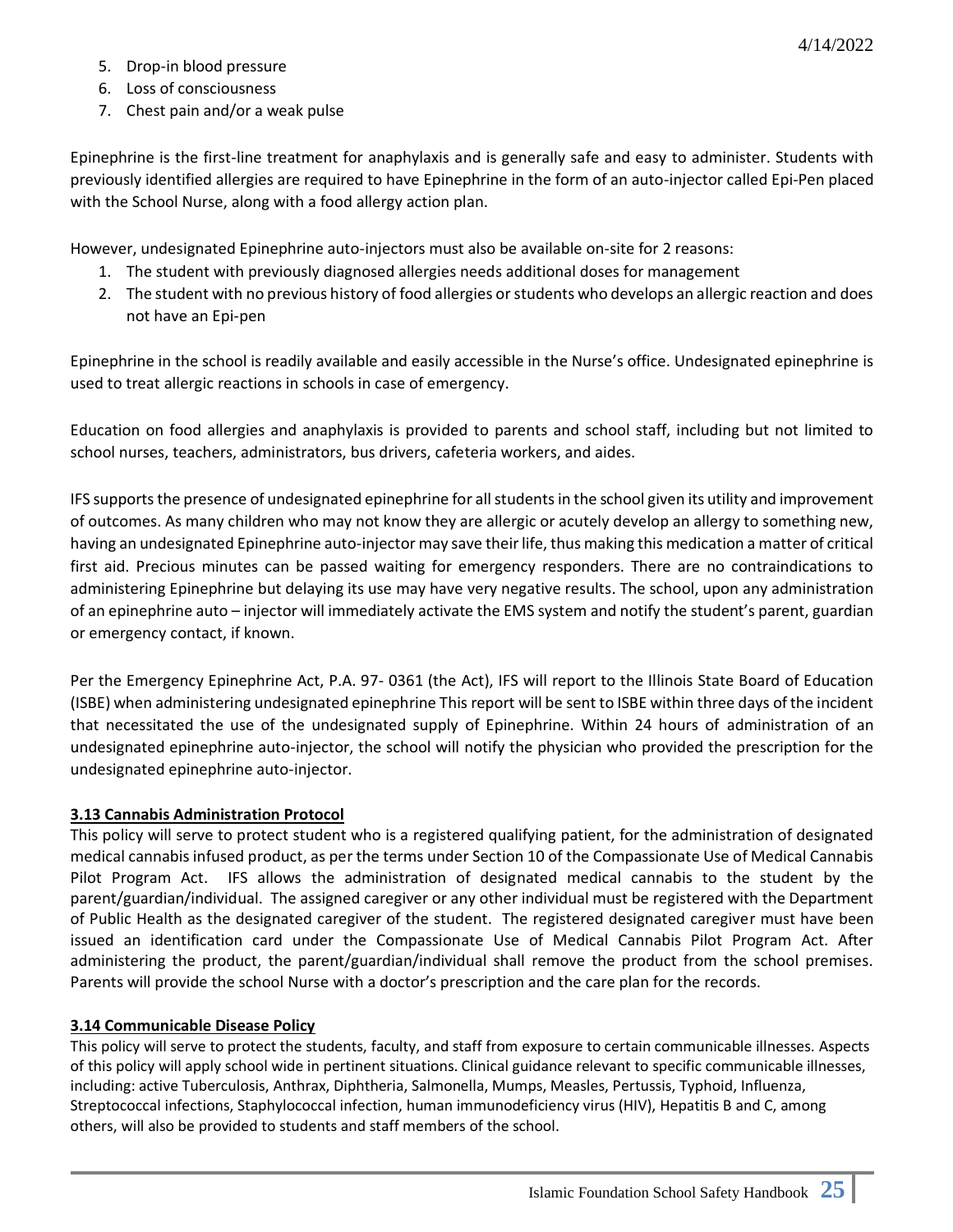5. Drop-in blood pressure
6. Loss of consciousness
7. Chest pain and/or a weak pulse

Epinephrine is the first-line treatment for anaphylaxis and is generally safe and easy to administer. Students with previously identified allergies are required to have Epinephrine in the form of an auto-injector called Epi-Pen placed with the School Nurse, along with a food allergy action plan.

However, undesignated Epinephrine auto-injectors must also be available on-site for 2 reasons:

1. The student with previously diagnosed allergies needs additional doses for management
2. The student with no previous history of food allergies or students who develops an allergic reaction and does not have an Epi-pen

Epinephrine in the school is readily available and easily accessible in the Nurse's office. Undesignated epinephrine is used to treat allergic reactions in schools in case of emergency.

Education on food allergies and anaphylaxis is provided to parents and school staff, including but not limited to school nurses, teachers, administrators, bus drivers, cafeteria workers, and aides.

IFS supports the presence of undesignated epinephrine for all students in the school given its utility and improvement of outcomes. As many children who may not know they are allergic or acutely develop an allergy to something new, having an undesignated Epinephrine auto-injector may save their life, thus making this medication a matter of critical first aid. Precious minutes can be passed waiting for emergency responders. There are no contraindications to administering Epinephrine but delaying its use may have very negative results. The school, upon any administration of an epinephrine auto – injector will immediately activate the EMS system and notify the student's parent, guardian or emergency contact, if known.

Per the Emergency Epinephrine Act, P.A. 97- 0361 (the Act), IFS will report to the Illinois State Board of Education (ISBE) when administering undesignated epinephrine This report will be sent to ISBE within three days of the incident that necessitated the use of the undesignated supply of Epinephrine. Within 24 hours of administration of an undesignated epinephrine auto-injector, the school will notify the physician who provided the prescription for the undesignated epinephrine auto-injector.

### 3.13 Cannabis Administration Protocol

This policy will serve to protect student who is a registered qualifying patient, for the administration of designated medical cannabis infused product, as per the terms under Section 10 of the Compassionate Use of Medical Cannabis Pilot Program Act. IFS allows the administration of designated medical cannabis to the student by the parent/guardian/individual. The assigned caregiver or any other individual must be registered with the Department of Public Health as the designated caregiver of the student. The registered designated caregiver must have been issued an identification card under the Compassionate Use of Medical Cannabis Pilot Program Act. After administering the product, the parent/guardian/individual shall remove the product from the school premises. Parents will provide the school Nurse with a doctor's prescription and the care plan for the records.

### 3.14 Communicable Disease Policy

This policy will serve to protect the students, faculty, and staff from exposure to certain communicable illnesses. Aspects of this policy will apply school wide in pertinent situations. Clinical guidance relevant to specific communicable illnesses, including: active Tuberculosis, Anthrax, Diphtheria, Salmonella, Mumps, Measles, Pertussis, Typhoid, Influenza, Streptococcal infections, Staphylococcal infection, human immunodeficiency virus (HIV), Hepatitis B and C, among others, will also be provided to students and staff members of the school.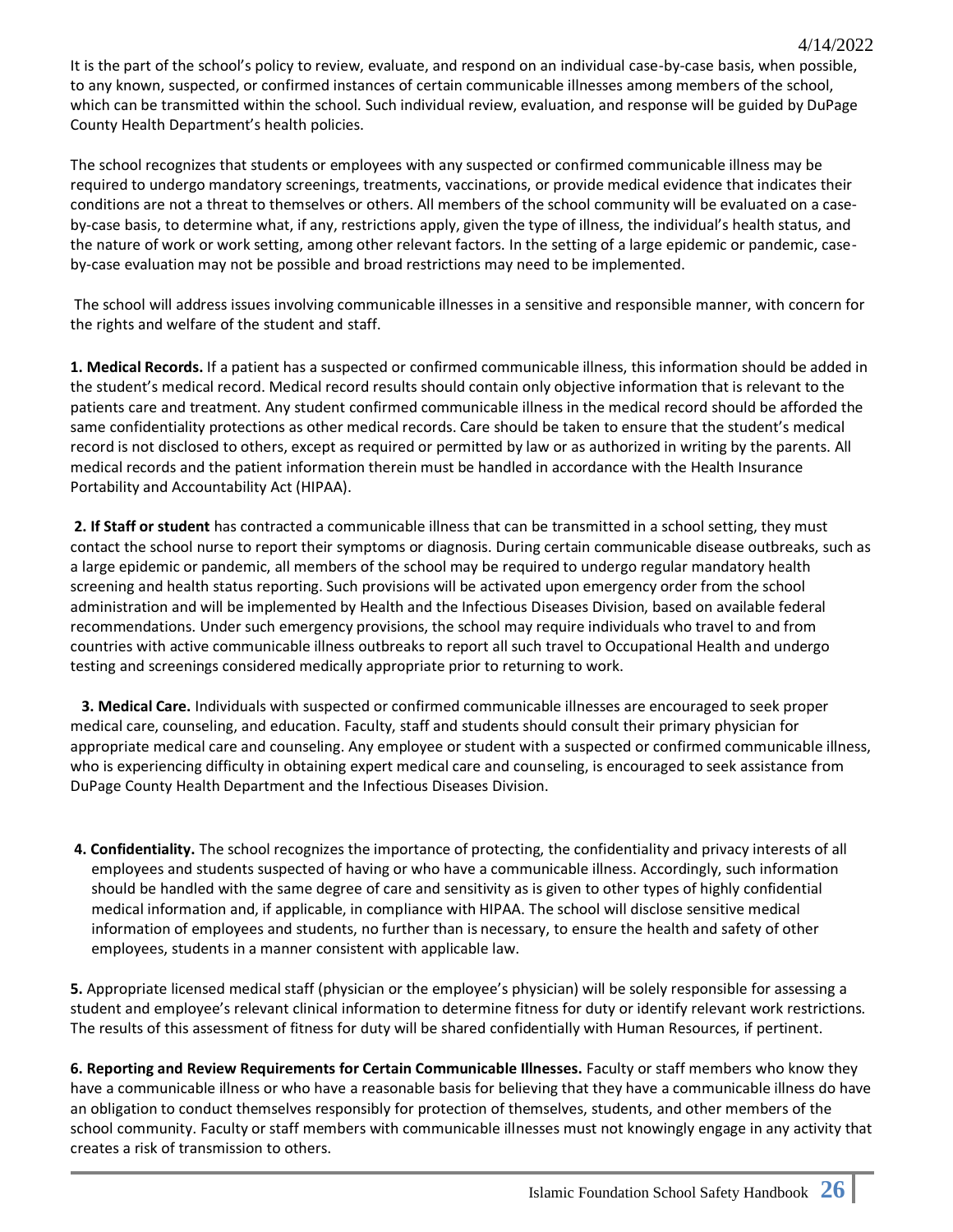It is the part of the school's policy to review, evaluate, and respond on an individual case-by-case basis, when possible, to any known, suspected, or confirmed instances of certain communicable illnesses among members of the school, which can be transmitted within the school. Such individual review, evaluation, and response will be guided by DuPage County Health Department's health policies.

The school recognizes that students or employees with any suspected or confirmed communicable illness may be required to undergo mandatory screenings, treatments, vaccinations, or provide medical evidence that indicates their conditions are not a threat to themselves or others. All members of the school community will be evaluated on a case-by-case basis, to determine what, if any, restrictions apply, given the type of illness, the individual's health status, and the nature of work or work setting, among other relevant factors. In the setting of a large epidemic or pandemic, case-by-case evaluation may not be possible and broad restrictions may need to be implemented.

The school will address issues involving communicable illnesses in a sensitive and responsible manner, with concern for the rights and welfare of the student and staff.

**1. Medical Records.** If a patient has a suspected or confirmed communicable illness, this information should be added in the student's medical record. Medical record results should contain only objective information that is relevant to the patients care and treatment. Any student confirmed communicable illness in the medical record should be afforded the same confidentiality protections as other medical records. Care should be taken to ensure that the student's medical record is not disclosed to others, except as required or permitted by law or as authorized in writing by the parents. All medical records and the patient information therein must be handled in accordance with the Health Insurance Portability and Accountability Act (HIPAA).

**2. If Staff or student** has contracted a communicable illness that can be transmitted in a school setting, they must contact the school nurse to report their symptoms or diagnosis. During certain communicable disease outbreaks, such as a large epidemic or pandemic, all members of the school may be required to undergo regular mandatory health screening and health status reporting. Such provisions will be activated upon emergency order from the school administration and will be implemented by Health and the Infectious Diseases Division, based on available federal recommendations. Under such emergency provisions, the school may require individuals who travel to and from countries with active communicable illness outbreaks to report all such travel to Occupational Health and undergo testing and screenings considered medically appropriate prior to returning to work.

**3. Medical Care.** Individuals with suspected or confirmed communicable illnesses are encouraged to seek proper medical care, counseling, and education. Faculty, staff and students should consult their primary physician for appropriate medical care and counseling. Any employee or student with a suspected or confirmed communicable illness, who is experiencing difficulty in obtaining expert medical care and counseling, is encouraged to seek assistance from DuPage County Health Department and the Infectious Diseases Division.

**4. Confidentiality.** The school recognizes the importance of protecting, the confidentiality and privacy interests of all employees and students suspected of having or who have a communicable illness. Accordingly, such information should be handled with the same degree of care and sensitivity as is given to other types of highly confidential medical information and, if applicable, in compliance with HIPAA. The school will disclose sensitive medical information of employees and students, no further than is necessary, to ensure the health and safety of other employees, students in a manner consistent with applicable law.

**5.** Appropriate licensed medical staff (physician or the employee's physician) will be solely responsible for assessing a student and employee's relevant clinical information to determine fitness for duty or identify relevant work restrictions. The results of this assessment of fitness for duty will be shared confidentially with Human Resources, if pertinent.

**6. Reporting and Review Requirements for Certain Communicable Illnesses.** Faculty or staff members who know they have a communicable illness or who have a reasonable basis for believing that they have a communicable illness do have an obligation to conduct themselves responsibly for protection of themselves, students, and other members of the school community. Faculty or staff members with communicable illnesses must not knowingly engage in any activity that creates a risk of transmission to others.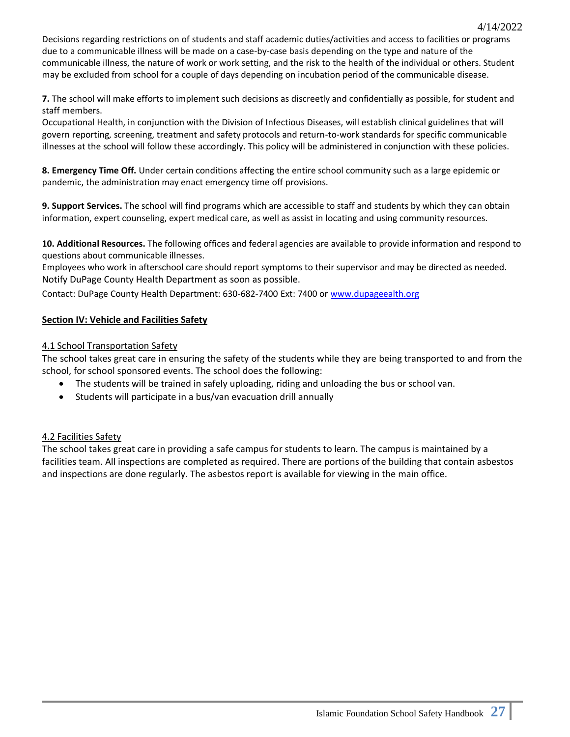Decisions regarding restrictions on of students and staff academic duties/activities and access to facilities or programs due to a communicable illness will be made on a case-by-case basis depending on the type and nature of the communicable illness, the nature of work or work setting, and the risk to the health of the individual or others. Student may be excluded from school for a couple of days depending on incubation period of the communicable disease.

**7.** The school will make efforts to implement such decisions as discreetly and confidentially as possible, for student and staff members.
Occupational Health, in conjunction with the Division of Infectious Diseases, will establish clinical guidelines that will govern reporting, screening, treatment and safety protocols and return-to-work standards for specific communicable illnesses at the school will follow these accordingly. This policy will be administered in conjunction with these policies.

**8. Emergency Time Off.** Under certain conditions affecting the entire school community such as a large epidemic or pandemic, the administration may enact emergency time off provisions.

**9. Support Services.** The school will find programs which are accessible to staff and students by which they can obtain information, expert counseling, expert medical care, as well as assist in locating and using community resources.

**10. Additional Resources.** The following offices and federal agencies are available to provide information and respond to questions about communicable illnesses.
Employees who work in afterschool care should report symptoms to their supervisor and may be directed as needed.
Notify DuPage County Health Department as soon as possible.

Contact: DuPage County Health Department: 630-682-7400 Ext: 7400 or [www.dupageealth.org](http://www.dupageealth.org)

## Section IV: Vehicle and Facilities Safety

### 4.1 School Transportation Safety

The school takes great care in ensuring the safety of the students while they are being transported to and from the school, for school sponsored events. The school does the following:

- The students will be trained in safely uploading, riding and unloading the bus or school van.
- Students will participate in a bus/van evacuation drill annually

### 4.2 Facilities Safety

The school takes great care in providing a safe campus for students to learn. The campus is maintained by a facilities team. All inspections are completed as required. There are portions of the building that contain asbestos and inspections are done regularly. The asbestos report is available for viewing in the main office.